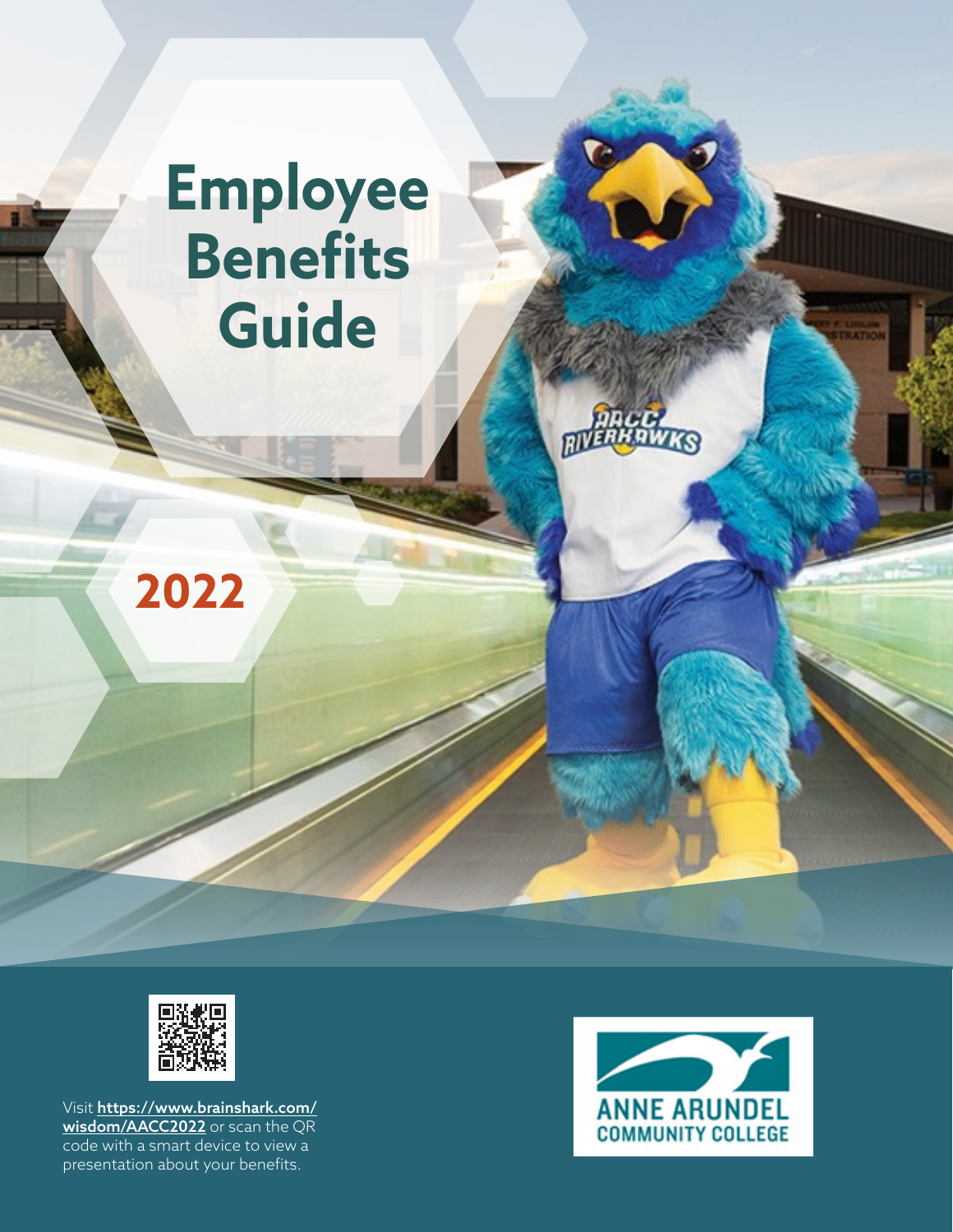# Employee Benefits Guide

## 2022

Visit **https://www.brainshark.com/wisdom/AACC2022** or scan the QR code with a smart device to view a presentation about your benefits.

ANNE ARUNDEL COMMUNITY COLLEGE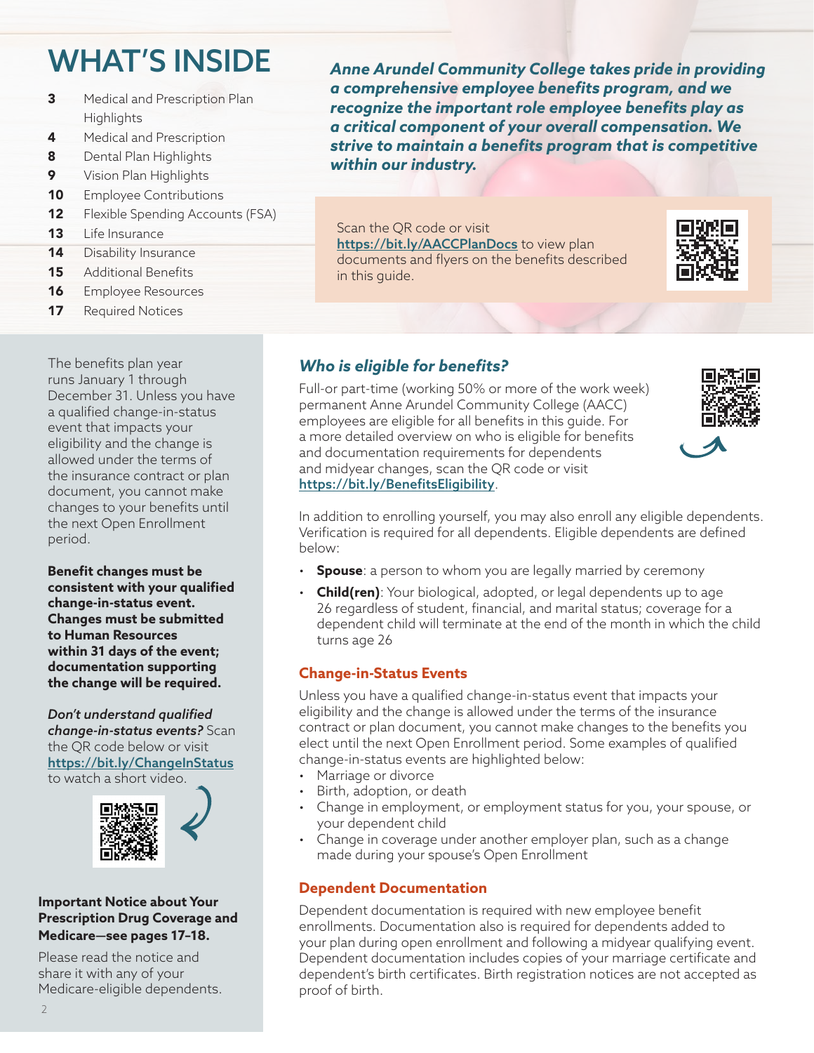# WHAT'S INSIDE

| | |
|---|---|
| **3** | Medical and Prescription Plan Highlights |
| **4** | Medical and Prescription |
| **8** | Dental Plan Highlights |
| **9** | Vision Plan Highlights |
| **10** | Employee Contributions |
| **12** | Flexible Spending Accounts (FSA) |
| **13** | Life Insurance |
| **14** | Disability Insurance |
| **15** | Additional Benefits |
| **16** | Employee Resources |
| **17** | Required Notices |

***Anne Arundel Community College takes pride in providing a comprehensive employee benefits program, and we recognize the important role employee benefits play as a critical component of your overall compensation. We strive to maintain a benefits program that is competitive within our industry.***

Scan the QR code or visit https://bit.ly/AACCPlanDocs to view plan documents and flyers on the benefits described in this guide.

The benefits plan year runs January 1 through December 31. Unless you have a qualified change-in-status event that impacts your eligibility and the change is allowed under the terms of the insurance contract or plan document, you cannot make changes to your benefits until the next Open Enrollment period.

**Benefit changes must be consistent with your qualified change-in-status event. Changes must be submitted to Human Resources within 31 days of the event; documentation supporting the change will be required.**

***Don't understand qualified change-in-status events?*** Scan the QR code below or visit https://bit.ly/ChangeInStatus to watch a short video.

**Important Notice about Your Prescription Drug Coverage and Medicare—see pages 17–18.**

Please read the notice and share it with any of your Medicare-eligible dependents.

## *Who is eligible for benefits?*

Full-or part-time (working 50% or more of the work week) permanent Anne Arundel Community College (AACC) employees are eligible for all benefits in this guide. For a more detailed overview on who is eligible for benefits and documentation requirements for dependents and midyear changes, scan the QR code or visit https://bit.ly/BenefitsEligibility.

In addition to enrolling yourself, you may also enroll any eligible dependents. Verification is required for all dependents. Eligible dependents are defined below:

- **Spouse**: a person to whom you are legally married by ceremony
- **Child(ren)**: Your biological, adopted, or legal dependents up to age 26 regardless of student, financial, and marital status; coverage for a dependent child will terminate at the end of the month in which the child turns age 26

### Change-in-Status Events

Unless you have a qualified change-in-status event that impacts your eligibility and the change is allowed under the terms of the insurance contract or plan document, you cannot make changes to the benefits you elect until the next Open Enrollment period. Some examples of qualified change-in-status events are highlighted below:

- Marriage or divorce
- Birth, adoption, or death
- Change in employment, or employment status for you, your spouse, or your dependent child
- Change in coverage under another employer plan, such as a change made during your spouse's Open Enrollment

### Dependent Documentation

Dependent documentation is required with new employee benefit enrollments. Documentation also is required for dependents added to your plan during open enrollment and following a midyear qualifying event. Dependent documentation includes copies of your marriage certificate and dependent's birth certificates. Birth registration notices are not accepted as proof of birth.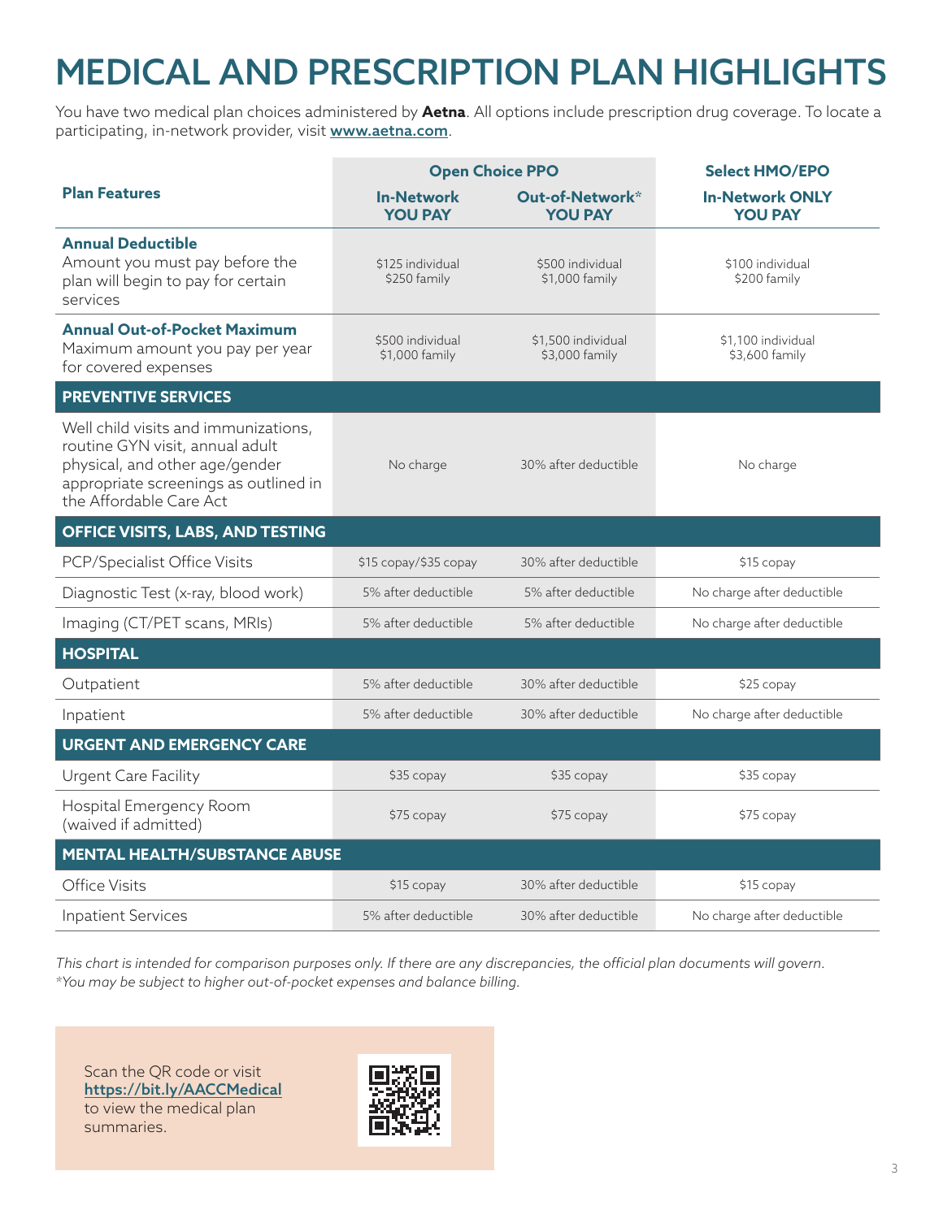# MEDICAL AND PRESCRIPTION PLAN HIGHLIGHTS

You have two medical plan choices administered by **Aetna**. All options include prescription drug coverage. To locate a participating, in-network provider, visit **www.aetna.com**.

| Plan Features | Open Choice PPO | | Select HMO/EPO |
|---|---|---|---|
| | **In-Network YOU PAY** | **Out-of-Network* YOU PAY** | **In-Network ONLY YOU PAY** |
| **Annual Deductible** Amount you must pay before the plan will begin to pay for certain services | $125 individual $250 family | $500 individual $1,000 family | $100 individual $200 family |
| **Annual Out-of-Pocket Maximum** Maximum amount you pay per year for covered expenses | $500 individual $1,000 family | $1,500 individual $3,000 family | $1,100 individual $3,600 family |
| **PREVENTIVE SERVICES** | | | |
| Well child visits and immunizations, routine GYN visit, annual adult physical, and other age/gender appropriate screenings as outlined in the Affordable Care Act | No charge | 30% after deductible | No charge |
| **OFFICE VISITS, LABS, AND TESTING** | | | |
| PCP/Specialist Office Visits | $15 copay/$35 copay | 30% after deductible | $15 copay |
| Diagnostic Test (x-ray, blood work) | 5% after deductible | 5% after deductible | No charge after deductible |
| Imaging (CT/PET scans, MRIs) | 5% after deductible | 5% after deductible | No charge after deductible |
| **HOSPITAL** | | | |
| Outpatient | 5% after deductible | 30% after deductible | $25 copay |
| Inpatient | 5% after deductible | 30% after deductible | No charge after deductible |
| **URGENT AND EMERGENCY CARE** | | | |
| Urgent Care Facility | $35 copay | $35 copay | $35 copay |
| Hospital Emergency Room (waived if admitted) | $75 copay | $75 copay | $75 copay |
| **MENTAL HEALTH/SUBSTANCE ABUSE** | | | |
| Office Visits | $15 copay | 30% after deductible | $15 copay |
| Inpatient Services | 5% after deductible | 30% after deductible | No charge after deductible |

*This chart is intended for comparison purposes only. If there are any discrepancies, the official plan documents will govern.*
**You may be subject to higher out-of-pocket expenses and balance billing.*

Scan the QR code or visit **https://bit.ly/AACCMedical** to view the medical plan summaries.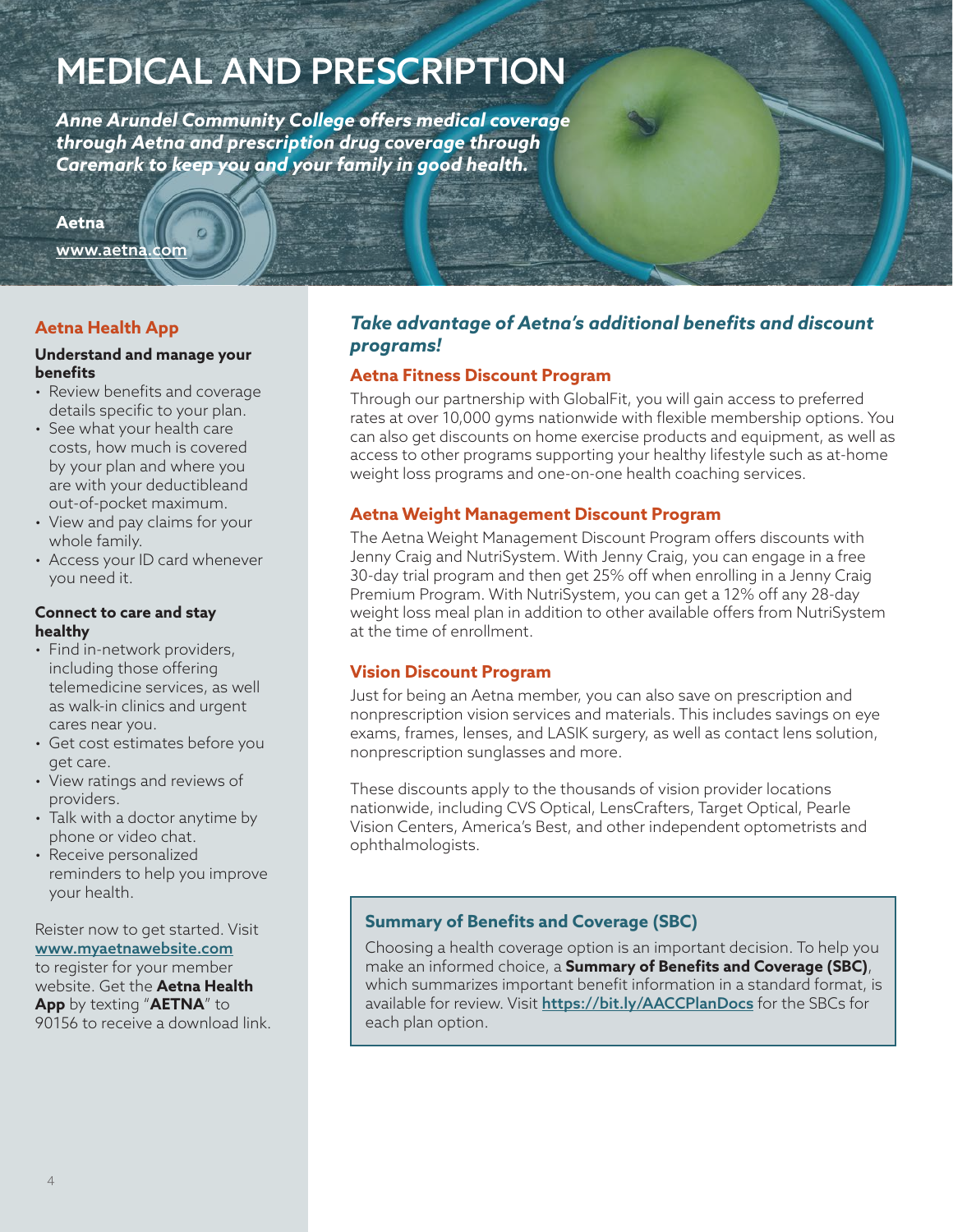# MEDICAL AND PRESCRIPTION

***Anne Arundel Community College offers medical coverage through Aetna and prescription drug coverage through Caremark to keep you and your family in good health.***

**Aetna**
[www.aetna.com](http://www.aetna.com)

## Aetna Health App

**Understand and manage your benefits**

- Review benefits and coverage details specific to your plan.
- See what your health care costs, how much is covered by your plan and where you are with your deductibleand out-of-pocket maximum.
- View and pay claims for your whole family.
- Access your ID card whenever you need it.

**Connect to care and stay healthy**

- Find in-network providers, including those offering telemedicine services, as well as walk-in clinics and urgent cares near you.
- Get cost estimates before you get care.
- View ratings and reviews of providers.
- Talk with a doctor anytime by phone or video chat.
- Receive personalized reminders to help you improve your health.

Reister now to get started. Visit [www.myaetnawebsite.com](http://www.myaetnawebsite.com) to register for your member website. Get the **Aetna Health App** by texting "**AETNA**" to 90156 to receive a download link.

## *Take advantage of Aetna's additional benefits and discount programs!*

### Aetna Fitness Discount Program

Through our partnership with GlobalFit, you will gain access to preferred rates at over 10,000 gyms nationwide with flexible membership options. You can also get discounts on home exercise products and equipment, as well as access to other programs supporting your healthy lifestyle such as at-home weight loss programs and one-on-one health coaching services.

### Aetna Weight Management Discount Program

The Aetna Weight Management Discount Program offers discounts with Jenny Craig and NutriSystem. With Jenny Craig, you can engage in a free 30-day trial program and then get 25% off when enrolling in a Jenny Craig Premium Program. With NutriSystem, you can get a 12% off any 28-day weight loss meal plan in addition to other available offers from NutriSystem at the time of enrollment.

### Vision Discount Program

Just for being an Aetna member, you can also save on prescription and nonprescription vision services and materials. This includes savings on eye exams, frames, lenses, and LASIK surgery, as well as contact lens solution, nonprescription sunglasses and more.

These discounts apply to the thousands of vision provider locations nationwide, including CVS Optical, LensCrafters, Target Optical, Pearle Vision Centers, America's Best, and other independent optometrists and ophthalmologists.

### Summary of Benefits and Coverage (SBC)

Choosing a health coverage option is an important decision. To help you make an informed choice, a **Summary of Benefits and Coverage (SBC)**, which summarizes important benefit information in a standard format, is available for review. Visit [https://bit.ly/AACCPlanDocs](https://bit.ly/AACCPlanDocs) for the SBCs for each plan option.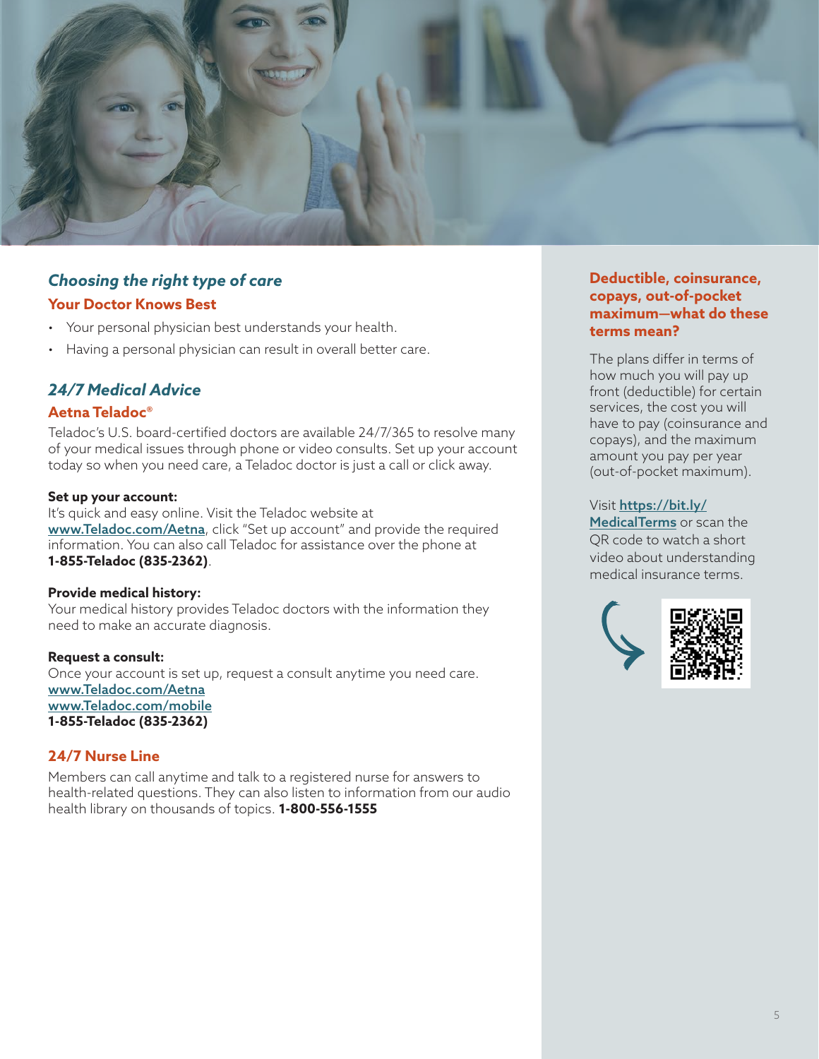## *Choosing the right type of care*

### Your Doctor Knows Best

- Your personal physician best understands your health.
- Having a personal physician can result in overall better care.

## *24/7 Medical Advice*

### Aetna Teladoc®

Teladoc's U.S. board-certified doctors are available 24/7/365 to resolve many of your medical issues through phone or video consults. Set up your account today so when you need care, a Teladoc doctor is just a call or click away.

**Set up your account:**
It's quick and easy online. Visit the Teladoc website at www.Teladoc.com/Aetna, click "Set up account" and provide the required information. You can also call Teladoc for assistance over the phone at **1-855-Teladoc (835-2362)**.

**Provide medical history:**
Your medical history provides Teladoc doctors with the information they need to make an accurate diagnosis.

**Request a consult:**
Once your account is set up, request a consult anytime you need care.
www.Teladoc.com/Aetna
www.Teladoc.com/mobile
**1-855-Teladoc (835-2362)**

### 24/7 Nurse Line

Members can call anytime and talk to a registered nurse for answers to health-related questions. They can also listen to information from our audio health library on thousands of topics. **1-800-556-1555**

### Deductible, coinsurance, copays, out-of-pocket maximum—what do these terms mean?

The plans differ in terms of how much you will pay up front (deductible) for certain services, the cost you will have to pay (coinsurance and copays), and the maximum amount you pay per year (out-of-pocket maximum).

Visit **https://bit.ly/MedicalTerms** or scan the QR code to watch a short video about understanding medical insurance terms.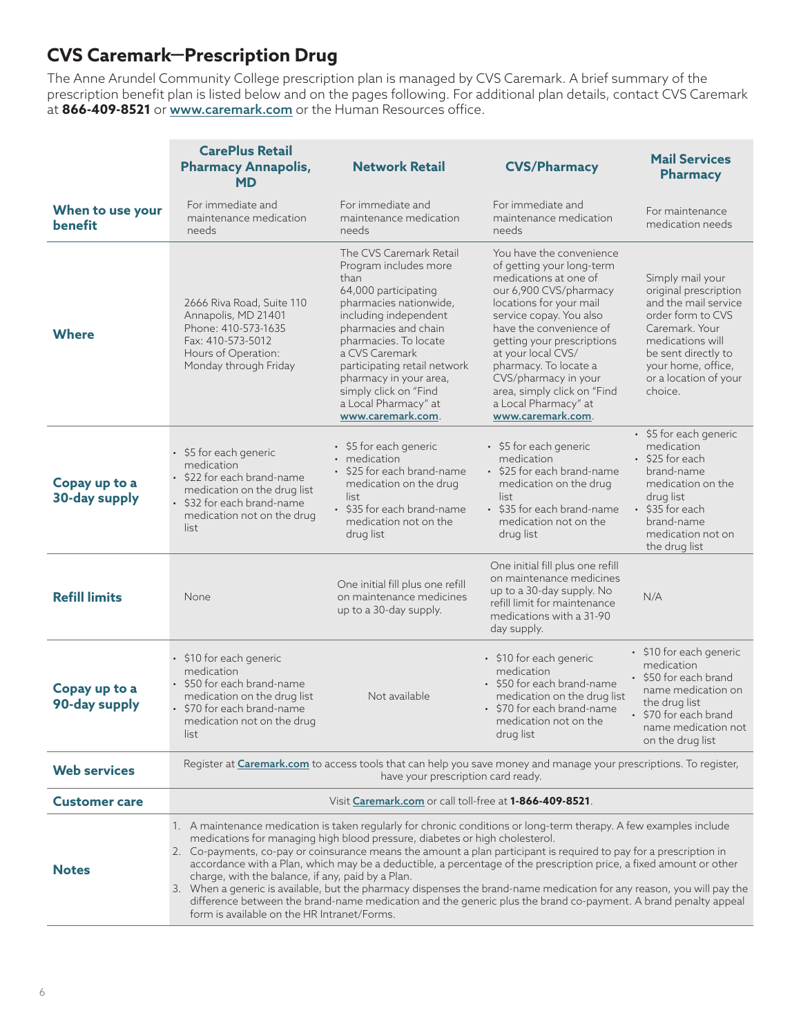## CVS Caremark—Prescription Drug

The Anne Arundel Community College prescription plan is managed by CVS Caremark. A brief summary of the prescription benefit plan is listed below and on the pages following. For additional plan details, contact CVS Caremark at **866-409-8521** or www.caremark.com or the Human Resources office.

| | CarePlus Retail Pharmacy Annapolis, MD | Network Retail | CVS/Pharmacy | Mail Services Pharmacy |
|---|---|---|---|---|
| **When to use your benefit** | For immediate and maintenance medication needs | For immediate and maintenance medication needs | For immediate and maintenance medication needs | For maintenance medication needs |
| **Where** | 2666 Riva Road, Suite 110<br>Annapolis, MD 21401<br>Phone: 410-573-1635<br>Fax: 410-573-5012<br>Hours of Operation: Monday through Friday | The CVS Caremark Retail Program includes more than 64,000 participating pharmacies nationwide, including independent pharmacies and chain pharmacies. To locate a CVS Caremark participating retail network pharmacy in your area, simply click on "Find a Local Pharmacy" at www.caremark.com. | You have the convenience of getting your long-term medications at one of our 6,900 CVS/pharmacy locations for your mail service copay. You also have the convenience of getting your prescriptions at your local CVS/ pharmacy. To locate a CVS/pharmacy in your area, simply click on "Find a Local Pharmacy" at www.caremark.com. | Simply mail your original prescription and the mail service order form to CVS Caremark. Your medications will be sent directly to your home, office, or a location of your choice. |
| **Copay up to a 30-day supply** | • $5 for each generic medication<br>• $22 for each brand-name medication on the drug list<br>• $32 for each brand-name medication not on the drug list | • $5 for each generic<br>• medication<br>• $25 for each brand-name medication on the drug list<br>• $35 for each brand-name medication not on the drug list | • $5 for each generic medication<br>• $25 for each brand-name medication on the drug list<br>• $35 for each brand-name medication not on the drug list | • $5 for each generic medication<br>• $25 for each brand-name medication on the drug list<br>• $35 for each brand-name medication not on the drug list |
| **Refill limits** | None | One initial fill plus one refill on maintenance medicines up to a 30-day supply. | One initial fill plus one refill on maintenance medicines up to a 30-day supply. No refill limit for maintenance medications with a 31-90 day supply. | N/A |
| **Copay up to a 90-day supply** | • $10 for each generic medication<br>• $50 for each brand-name medication on the drug list<br>• $70 for each brand-name medication not on the drug list | Not available | • $10 for each generic medication<br>• $50 for each brand-name medication on the drug list<br>• $70 for each brand-name medication not on the drug list | • $10 for each generic medication<br>• $50 for each brand name medication on the drug list<br>• $70 for each brand name medication not on the drug list |
| **Web services** | Register at Caremark.com to access tools that can help you save money and manage your prescriptions. To register, have your prescription card ready. | | | |
| **Customer care** | Visit Caremark.com or call toll-free at **1-866-409-8521**. | | | |
| **Notes** | 1. A maintenance medication is taken regularly for chronic conditions or long-term therapy. A few examples include medications for managing high blood pressure, diabetes or high cholesterol.<br>2. Co-payments, co-pay or coinsurance means the amount a plan participant is required to pay for a prescription in accordance with a Plan, which may be a deductible, a percentage of the prescription price, a fixed amount or other charge, with the balance, if any, paid by a Plan.<br>3. When a generic is available, but the pharmacy dispenses the brand-name medication for any reason, you will pay the difference between the brand-name medication and the generic plus the brand co-payment. A brand penalty appeal form is available on the HR Intranet/Forms. | | | |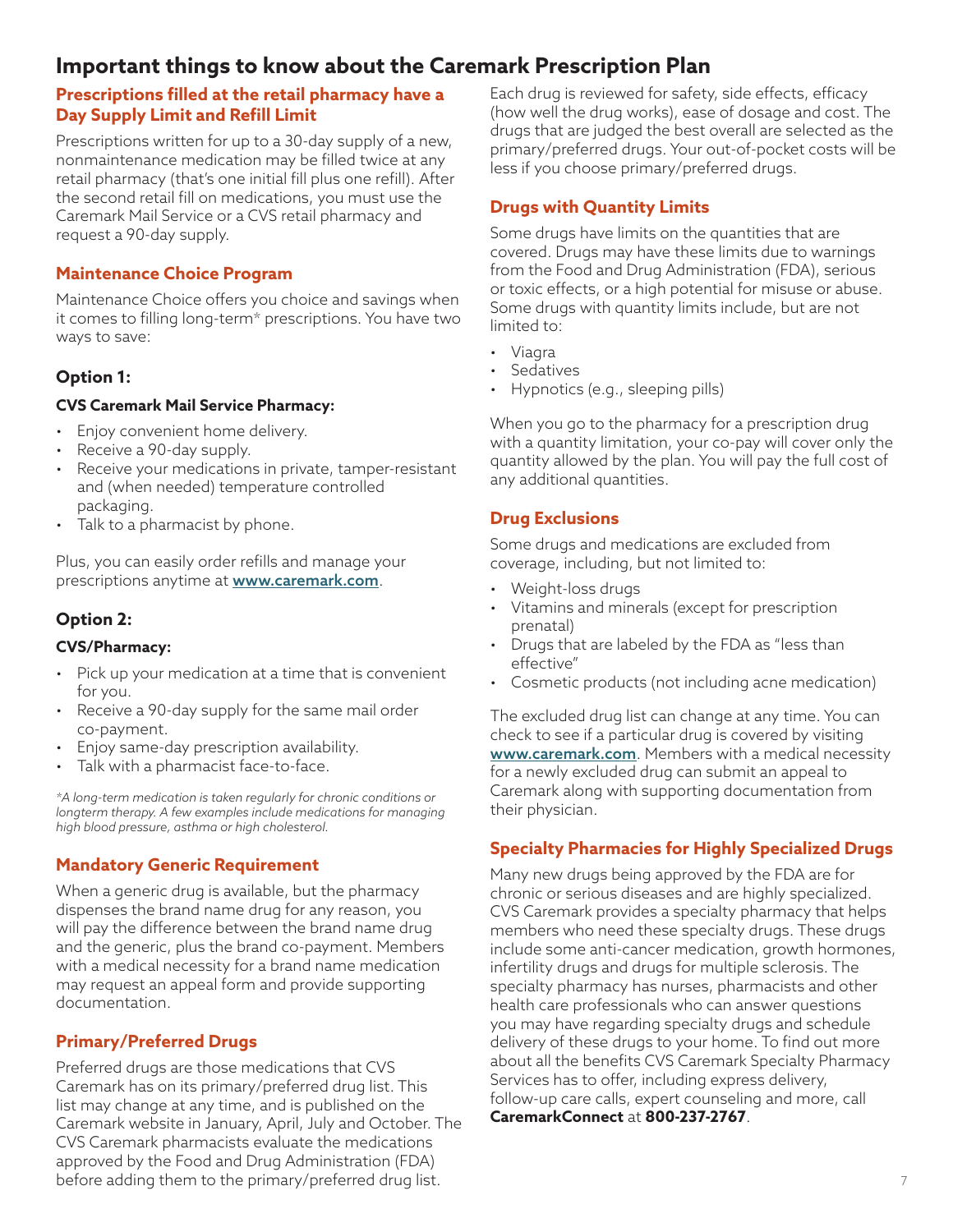# Important things to know about the Caremark Prescription Plan

## Prescriptions filled at the retail pharmacy have a Day Supply Limit and Refill Limit

Prescriptions written for up to a 30-day supply of a new, nonmaintenance medication may be filled twice at any retail pharmacy (that's one initial fill plus one refill). After the second retail fill on medications, you must use the Caremark Mail Service or a CVS retail pharmacy and request a 90-day supply.

## Maintenance Choice Program

Maintenance Choice offers you choice and savings when it comes to filling long-term* prescriptions. You have two ways to save:

### Option 1:

**CVS Caremark Mail Service Pharmacy:**

- Enjoy convenient home delivery.
- Receive a 90-day supply.
- Receive your medications in private, tamper-resistant and (when needed) temperature controlled packaging.
- Talk to a pharmacist by phone.

Plus, you can easily order refills and manage your prescriptions anytime at **www.caremark.com**.

### Option 2:

**CVS/Pharmacy:**

- Pick up your medication at a time that is convenient for you.
- Receive a 90-day supply for the same mail order co-payment.
- Enjoy same-day prescription availability.
- Talk with a pharmacist face-to-face.

*\*A long-term medication is taken regularly for chronic conditions or longterm therapy. A few examples include medications for managing high blood pressure, asthma or high cholesterol.*

## Mandatory Generic Requirement

When a generic drug is available, but the pharmacy dispenses the brand name drug for any reason, you will pay the difference between the brand name drug and the generic, plus the brand co-payment. Members with a medical necessity for a brand name medication may request an appeal form and provide supporting documentation.

## Primary/Preferred Drugs

Preferred drugs are those medications that CVS Caremark has on its primary/preferred drug list. This list may change at any time, and is published on the Caremark website in January, April, July and October. The CVS Caremark pharmacists evaluate the medications approved by the Food and Drug Administration (FDA) before adding them to the primary/preferred drug list. Each drug is reviewed for safety, side effects, efficacy (how well the drug works), ease of dosage and cost. The drugs that are judged the best overall are selected as the primary/preferred drugs. Your out-of-pocket costs will be less if you choose primary/preferred drugs.

## Drugs with Quantity Limits

Some drugs have limits on the quantities that are covered. Drugs may have these limits due to warnings from the Food and Drug Administration (FDA), serious or toxic effects, or a high potential for misuse or abuse. Some drugs with quantity limits include, but are not limited to:

- Viagra
- Sedatives
- Hypnotics (e.g., sleeping pills)

When you go to the pharmacy for a prescription drug with a quantity limitation, your co-pay will cover only the quantity allowed by the plan. You will pay the full cost of any additional quantities.

## Drug Exclusions

Some drugs and medications are excluded from coverage, including, but not limited to:

- Weight-loss drugs
- Vitamins and minerals (except for prescription prenatal)
- Drugs that are labeled by the FDA as "less than effective"
- Cosmetic products (not including acne medication)

The excluded drug list can change at any time. You can check to see if a particular drug is covered by visiting **www.caremark.com**. Members with a medical necessity for a newly excluded drug can submit an appeal to Caremark along with supporting documentation from their physician.

## Specialty Pharmacies for Highly Specialized Drugs

Many new drugs being approved by the FDA are for chronic or serious diseases and are highly specialized. CVS Caremark provides a specialty pharmacy that helps members who need these specialty drugs. These drugs include some anti-cancer medication, growth hormones, infertility drugs and drugs for multiple sclerosis. The specialty pharmacy has nurses, pharmacists and other health care professionals who can answer questions you may have regarding specialty drugs and schedule delivery of these drugs to your home. To find out more about all the benefits CVS Caremark Specialty Pharmacy Services has to offer, including express delivery, follow-up care calls, expert counseling and more, call **CaremarkConnect** at **800-237-2767**.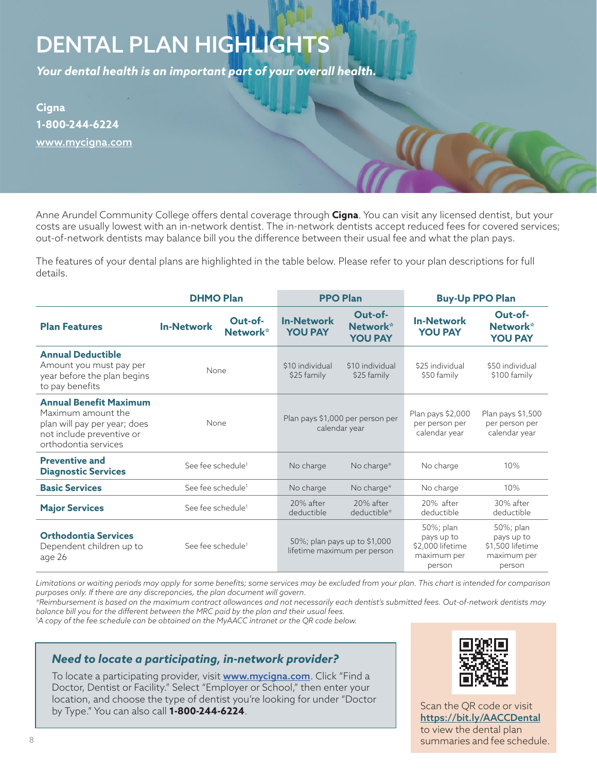# DENTAL PLAN HIGHLIGHTS

***Your dental health is an important part of your overall health.***

**Cigna**
**1-800-244-6224**
**www.mycigna.com**

Anne Arundel Community College offers dental coverage through **Cigna**. You can visit any licensed dentist, but your costs are usually lowest with an in-network dentist. The in-network dentists accept reduced fees for covered services; out-of-network dentists may balance bill you the difference between their usual fee and what the plan pays.

The features of your dental plans are highlighted in the table below. Please refer to your plan descriptions for full details.

| | DHMO Plan | | PPO Plan | | Buy-Up PPO Plan | |
|---|---|---|---|---|---|---|
| **Plan Features** | **In-Network** | **Out-of-Network*** | **In-Network YOU PAY** | **Out-of-Network* YOU PAY** | **In-Network YOU PAY** | **Out-of-Network* YOU PAY** |
| **Annual Deductible** Amount you must pay per year before the plan begins to pay benefits | None | | $10 individual $25 family | $10 individual $25 family | $25 individual $50 family | $50 individual $100 family |
| **Annual Benefit Maximum** Maximum amount the plan will pay per year; does not include preventive or orthodontia services | None | | Plan pays $1,000 per person per calendar year | | Plan pays $2,000 per person per calendar year | Plan pays $1,500 per person per calendar year |
| **Preventive and Diagnostic Services** | See fee schedule[1] | | No charge | No charge* | No charge | 10% |
| **Basic Services** | See fee schedule[1] | | No charge | No charge* | No charge | 10% |
| **Major Services** | See fee schedule[1] | | 20% after deductible | 20% after deductible* | 20% after deductible | 30% after deductible |
| **Orthodontia Services** Dependent children up to age 26 | See fee schedule[1] | | 50%; plan pays up to $1,000 lifetime maximum per person | | 50%; plan pays up to $2,000 lifetime maximum per person | 50%; plan pays up to $1,500 lifetime maximum per person |

*Limitations or waiting periods may apply for some benefits; some services may be excluded from your plan. This chart is intended for comparison purposes only. If there are any discrepancies, the plan document will govern.*
**Reimbursement is based on the maximum contract allowances and not necessarily each dentist's submitted fees. Out-of-network dentists may balance bill you for the different between the MRC paid by the plan and their usual fees.*
[1]*A copy of the fee schedule can be obtained on the MyAACC intranet or the QR code below.*

### *Need to locate a participating, in-network provider?*

To locate a participating provider, visit **www.mycigna.com**. Click "Find a Doctor, Dentist or Facility." Select "Employer or School," then enter your location, and choose the type of dentist you're looking for under "Doctor by Type." You can also call **1-800-244-6224**.

Scan the QR code or visit **https://bit.ly/AACCDental** to view the dental plan summaries and fee schedule.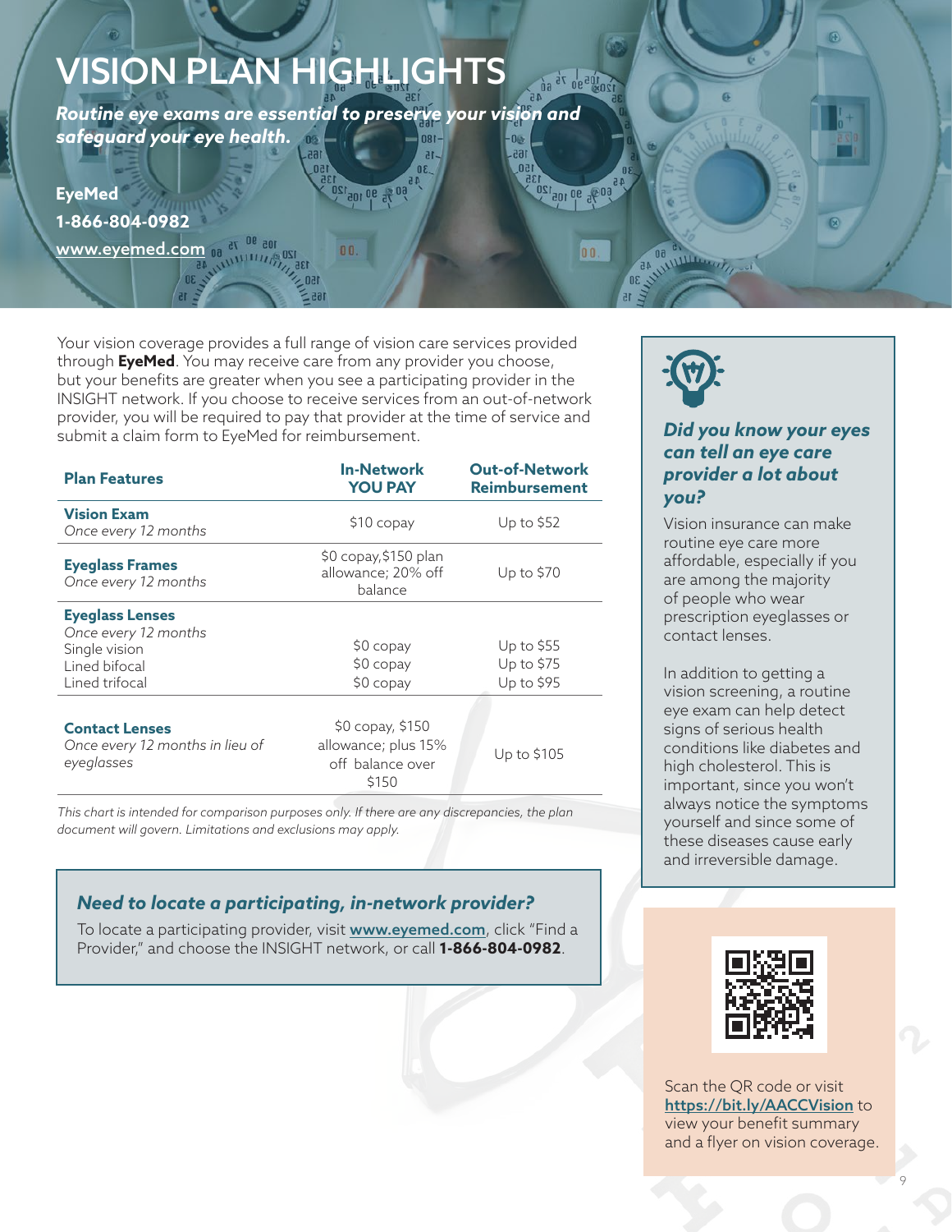# VISION PLAN HIGHLIGHTS

***Routine eye exams are essential to preserve your vision and safeguard your eye health.***

**EyeMed**

**1-866-804-0982**

**www.eyemed.com**

Your vision coverage provides a full range of vision care services provided through **EyeMed**. You may receive care from any provider you choose, but your benefits are greater when you see a participating provider in the INSIGHT network. If you choose to receive services from an out-of-network provider, you will be required to pay that provider at the time of service and submit a claim form to EyeMed for reimbursement.

| Plan Features | In-Network YOU PAY | Out-of-Network Reimbursement |
|---|---|---|
| **Vision Exam** *Once every 12 months* | $10 copay | Up to $52 |
| **Eyeglass Frames** *Once every 12 months* | $0 copay,$150 plan allowance; 20% off balance | Up to $70 |
| **Eyeglass Lenses** *Once every 12 months* | | |
| Single vision | $0 copay | Up to $55 |
| Lined bifocal | $0 copay | Up to $75 |
| Lined trifocal | $0 copay | Up to $95 |
| **Contact Lenses** *Once every 12 months in lieu of eyeglasses* | $0 copay, $150 allowance; plus 15% off balance over $150 | Up to $105 |

*This chart is intended for comparison purposes only. If there are any discrepancies, the plan document will govern. Limitations and exclusions may apply.*

### *Need to locate a participating, in-network provider?*

To locate a participating provider, visit www.eyemed.com, click "Find a Provider," and choose the INSIGHT network, or call **1-866-804-0982**.

### *Did you know your eyes can tell an eye care provider a lot about you?*

Vision insurance can make routine eye care more affordable, especially if you are among the majority of people who wear prescription eyeglasses or contact lenses.

In addition to getting a vision screening, a routine eye exam can help detect signs of serious health conditions like diabetes and high cholesterol. This is important, since you won't always notice the symptoms yourself and since some of these diseases cause early and irreversible damage.

Scan the QR code or visit https://bit.ly/AACCVision to view your benefit summary and a flyer on vision coverage.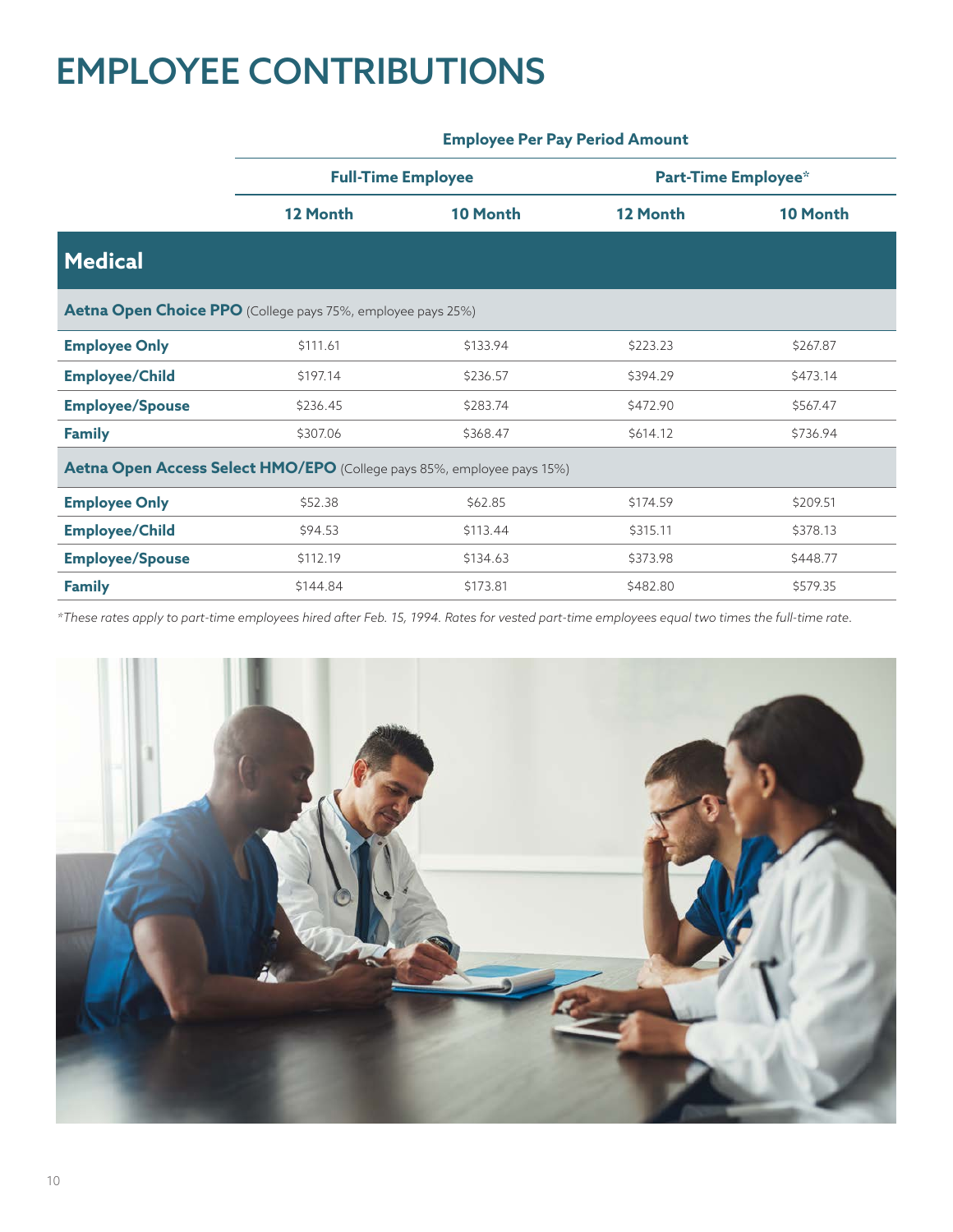# EMPLOYEE CONTRIBUTIONS

| | Employee Per Pay Period Amount | | | |
|---|---|---|---|---|
| | Full-Time Employee | | Part-Time Employee* | |
| | 12 Month | 10 Month | 12 Month | 10 Month |
| **Medical** | | | | |
| **Aetna Open Choice PPO** (College pays 75%, employee pays 25%) | | | | |
| **Employee Only** | $111.61 | $133.94 | $223.23 | $267.87 |
| **Employee/Child** | $197.14 | $236.57 | $394.29 | $473.14 |
| **Employee/Spouse** | $236.45 | $283.74 | $472.90 | $567.47 |
| **Family** | $307.06 | $368.47 | $614.12 | $736.94 |
| **Aetna Open Access Select HMO/EPO** (College pays 85%, employee pays 15%) | | | | |
| **Employee Only** | $52.38 | $62.85 | $174.59 | $209.51 |
| **Employee/Child** | $94.53 | $113.44 | $315.11 | $378.13 |
| **Employee/Spouse** | $112.19 | $134.63 | $373.98 | $448.77 |
| **Family** | $144.84 | $173.81 | $482.80 | $579.35 |

*These rates apply to part-time employees hired after Feb. 15, 1994. Rates for vested part-time employees equal two times the full-time rate.*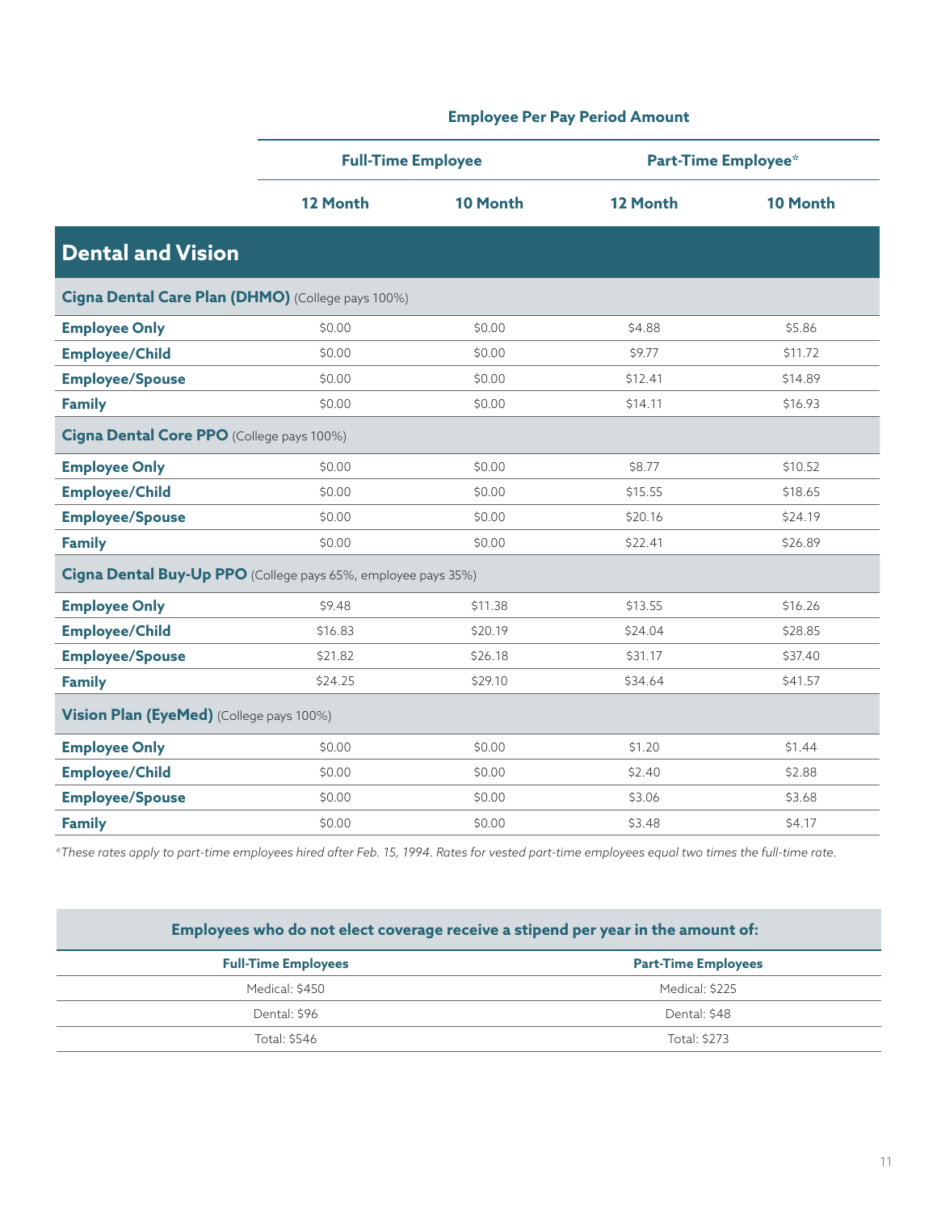| | Employee Per Pay Period Amount | | | |
|---|---|---|---|---|
| | **Full-Time Employee** | | **Part-Time Employee*** | |
| | **12 Month** | **10 Month** | **12 Month** | **10 Month** |
| **Dental and Vision** | | | | |
| **Cigna Dental Care Plan (DHMO)** (College pays 100%) | | | | |
| **Employee Only** | $0.00 | $0.00 | $4.88 | $5.86 |
| **Employee/Child** | $0.00 | $0.00 | $9.77 | $11.72 |
| **Employee/Spouse** | $0.00 | $0.00 | $12.41 | $14.89 |
| **Family** | $0.00 | $0.00 | $14.11 | $16.93 |
| **Cigna Dental Core PPO** (College pays 100%) | | | | |
| **Employee Only** | $0.00 | $0.00 | $8.77 | $10.52 |
| **Employee/Child** | $0.00 | $0.00 | $15.55 | $18.65 |
| **Employee/Spouse** | $0.00 | $0.00 | $20.16 | $24.19 |
| **Family** | $0.00 | $0.00 | $22.41 | $26.89 |
| **Cigna Dental Buy-Up PPO** (College pays 65%, employee pays 35%) | | | | |
| **Employee Only** | $9.48 | $11.38 | $13.55 | $16.26 |
| **Employee/Child** | $16.83 | $20.19 | $24.04 | $28.85 |
| **Employee/Spouse** | $21.82 | $26.18 | $31.17 | $37.40 |
| **Family** | $24.25 | $29.10 | $34.64 | $41.57 |
| **Vision Plan (EyeMed)** (College pays 100%) | | | | |
| **Employee Only** | $0.00 | $0.00 | $1.20 | $1.44 |
| **Employee/Child** | $0.00 | $0.00 | $2.40 | $2.88 |
| **Employee/Spouse** | $0.00 | $0.00 | $3.06 | $3.68 |
| **Family** | $0.00 | $0.00 | $3.48 | $4.17 |

*These rates apply to part-time employees hired after Feb. 15, 1994. Rates for vested part-time employees equal two times the full-time rate.*

| **Employees who do not elect coverage receive a stipend per year in the amount of:** | |
|---|---|
| **Full-Time Employees** | **Part-Time Employees** |
| Medical: $450 | Medical: $225 |
| Dental: $96 | Dental: $48 |
| Total: $546 | Total: $273 |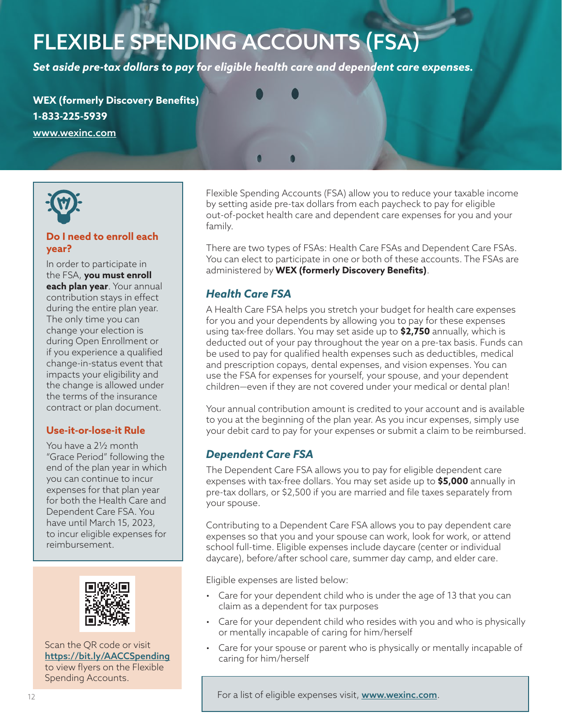# FLEXIBLE SPENDING ACCOUNTS (FSA)

***Set aside pre-tax dollars to pay for eligible health care and dependent care expenses.***

**WEX (formerly Discovery Benefits)**
**1-833-225-5939**
**www.wexinc.com**

Flexible Spending Accounts (FSA) allow you to reduce your taxable income by setting aside pre-tax dollars from each paycheck to pay for eligible out-of-pocket health care and dependent care expenses for you and your family.

There are two types of FSAs: Health Care FSAs and Dependent Care FSAs. You can elect to participate in one or both of these accounts. The FSAs are administered by **WEX (formerly Discovery Benefits)**.

## *Health Care FSA*

A Health Care FSA helps you stretch your budget for health care expenses for you and your dependents by allowing you to pay for these expenses using tax-free dollars. You may set aside up to **$2,750** annually, which is deducted out of your pay throughout the year on a pre-tax basis. Funds can be used to pay for qualified health expenses such as deductibles, medical and prescription copays, dental expenses, and vision expenses. You can use the FSA for expenses for yourself, your spouse, and your dependent children—even if they are not covered under your medical or dental plan!

Your annual contribution amount is credited to your account and is available to you at the beginning of the plan year. As you incur expenses, simply use your debit card to pay for your expenses or submit a claim to be reimbursed.

## *Dependent Care FSA*

The Dependent Care FSA allows you to pay for eligible dependent care expenses with tax-free dollars. You may set aside up to **$5,000** annually in pre-tax dollars, or $2,500 if you are married and file taxes separately from your spouse.

Contributing to a Dependent Care FSA allows you to pay dependent care expenses so that you and your spouse can work, look for work, or attend school full-time. Eligible expenses include daycare (center or individual daycare), before/after school care, summer day camp, and elder care.

Eligible expenses are listed below:

- Care for your dependent child who is under the age of 13 that you can claim as a dependent for tax purposes
- Care for your dependent child who resides with you and who is physically or mentally incapable of caring for him/herself
- Care for your spouse or parent who is physically or mentally incapable of caring for him/herself

For a list of eligible expenses visit, **www.wexinc.com**.

### Do I need to enroll each year?

In order to participate in the FSA, **you must enroll each plan year**. Your annual contribution stays in effect during the entire plan year. The only time you can change your election is during Open Enrollment or if you experience a qualified change-in-status event that impacts your eligibility and the change is allowed under the terms of the insurance contract or plan document.

### Use-it-or-lose-it Rule

You have a 2½ month "Grace Period" following the end of the plan year in which you can continue to incur expenses for that plan year for both the Health Care and Dependent Care FSA. You have until March 15, 2023, to incur eligible expenses for reimbursement.

Scan the QR code or visit **https://bit.ly/AACCSpending** to view flyers on the Flexible Spending Accounts.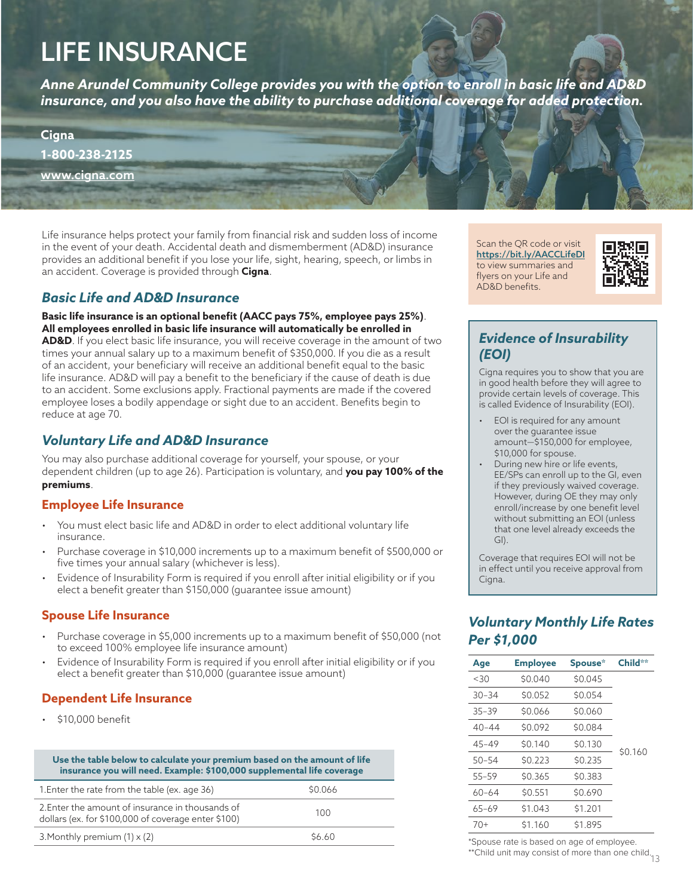# LIFE INSURANCE

***Anne Arundel Community College provides you with the option to enroll in basic life and AD&D insurance, and you also have the ability to purchase additional coverage for added protection.***

**Cigna**

**1-800-238-2125**

**www.cigna.com**

Life insurance helps protect your family from financial risk and sudden loss of income in the event of your death. Accidental death and dismemberment (AD&D) insurance provides an additional benefit if you lose your life, sight, hearing, speech, or limbs in an accident. Coverage is provided through **Cigna**.

## *Basic Life and AD&D Insurance*

**Basic life insurance is an optional benefit (AACC pays 75%, employee pays 25%)**. **All employees enrolled in basic life insurance will automatically be enrolled in AD&D**. If you elect basic life insurance, you will receive coverage in the amount of two times your annual salary up to a maximum benefit of $350,000. If you die as a result of an accident, your beneficiary will receive an additional benefit equal to the basic life insurance. AD&D will pay a benefit to the beneficiary if the cause of death is due to an accident. Some exclusions apply. Fractional payments are made if the covered employee loses a bodily appendage or sight due to an accident. Benefits begin to reduce at age 70.

## *Voluntary Life and AD&D Insurance*

You may also purchase additional coverage for yourself, your spouse, or your dependent children (up to age 26). Participation is voluntary, and **you pay 100% of the premiums**.

### Employee Life Insurance

- You must elect basic life and AD&D in order to elect additional voluntary life insurance.
- Purchase coverage in $10,000 increments up to a maximum benefit of $500,000 or five times your annual salary (whichever is less).
- Evidence of Insurability Form is required if you enroll after initial eligibility or if you elect a benefit greater than $150,000 (guarantee issue amount)

### Spouse Life Insurance

- Purchase coverage in $5,000 increments up to a maximum benefit of $50,000 (not to exceed 100% employee life insurance amount)
- Evidence of Insurability Form is required if you enroll after initial eligibility or if you elect a benefit greater than $10,000 (guarantee issue amount)

### Dependent Life Insurance

- $10,000 benefit

| Use the table below to calculate your premium based on the amount of life insurance you will need. Example: $100,000 supplemental life coverage | |
|---|---|
| 1.Enter the rate from the table (ex. age 36) | $0.066 |
| 2.Enter the amount of insurance in thousands of dollars (ex. for $100,000 of coverage enter $100) | 100 |
| 3.Monthly premium (1) x (2) | $6.60 |

Scan the QR code or visit **https://bit.ly/AACCLifeDI** to view summaries and flyers on your Life and AD&D benefits.

## *Evidence of Insurability (EOI)*

Cigna requires you to show that you are in good health before they will agree to provide certain levels of coverage. This is called Evidence of Insurability (EOI).

- EOI is required for any amount over the guarantee issue amount—$150,000 for employee, $10,000 for spouse.
- During new hire or life events, EE/SPs can enroll up to the GI, even if they previously waived coverage. However, during OE they may only enroll/increase by one benefit level without submitting an EOI (unless that one level already exceeds the GI).

Coverage that requires EOI will not be in effect until you receive approval from Cigna.

## *Voluntary Monthly Life Rates Per $1,000*

| Age | Employee | Spouse* | Child** |
|---|---|---|---|
| <30 | $0.040 | $0.045 | $0.160 |
| 30–34 | $0.052 | $0.054 | |
| 35–39 | $0.066 | $0.060 | |
| 40–44 | $0.092 | $0.084 | |
| 45–49 | $0.140 | $0.130 | |
| 50–54 | $0.223 | $0.235 | |
| 55–59 | $0.365 | $0.383 | |
| 60–64 | $0.551 | $0.690 | |
| 65–69 | $1.043 | $1.201 | |
| 70+ | $1.160 | $1.895 | |

*Spouse rate is based on age of employee.

**Child unit may consist of more than one child.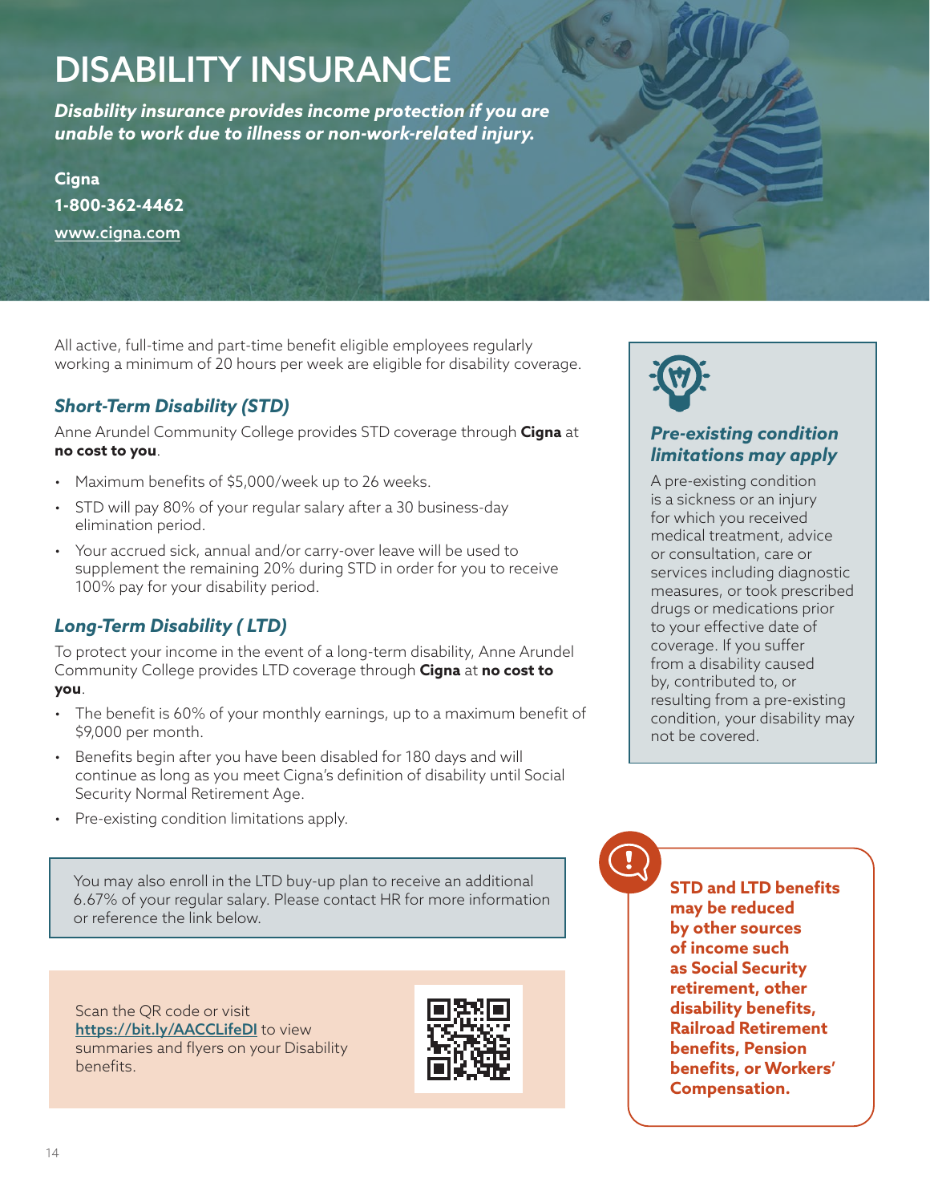# DISABILITY INSURANCE

***Disability insurance provides income protection if you are unable to work due to illness or non-work-related injury.***

**Cigna**
**1-800-362-4462**
**www.cigna.com**

All active, full-time and part-time benefit eligible employees regularly working a minimum of 20 hours per week are eligible for disability coverage.

### *Short-Term Disability (STD)*

Anne Arundel Community College provides STD coverage through **Cigna** at **no cost to you**.

- Maximum benefits of $5,000/week up to 26 weeks.
- STD will pay 80% of your regular salary after a 30 business-day elimination period.
- Your accrued sick, annual and/or carry-over leave will be used to supplement the remaining 20% during STD in order for you to receive 100% pay for your disability period.

### *Long-Term Disability ( LTD)*

To protect your income in the event of a long-term disability, Anne Arundel Community College provides LTD coverage through **Cigna** at **no cost to you**.

- The benefit is 60% of your monthly earnings, up to a maximum benefit of $9,000 per month.
- Benefits begin after you have been disabled for 180 days and will continue as long as you meet Cigna's definition of disability until Social Security Normal Retirement Age.
- Pre-existing condition limitations apply.

You may also enroll in the LTD buy-up plan to receive an additional 6.67% of your regular salary. Please contact HR for more information or reference the link below.

Scan the QR code or visit **https://bit.ly/AACCLifeDI** to view summaries and flyers on your Disability benefits.

### *Pre-existing condition limitations may apply*

A pre-existing condition is a sickness or an injury for which you received medical treatment, advice or consultation, care or services including diagnostic measures, or took prescribed drugs or medications prior to your effective date of coverage. If you suffer from a disability caused by, contributed to, or resulting from a pre-existing condition, your disability may not be covered.

**STD and LTD benefits may be reduced by other sources of income such as Social Security retirement, other disability benefits, Railroad Retirement benefits, Pension benefits, or Workers' Compensation.**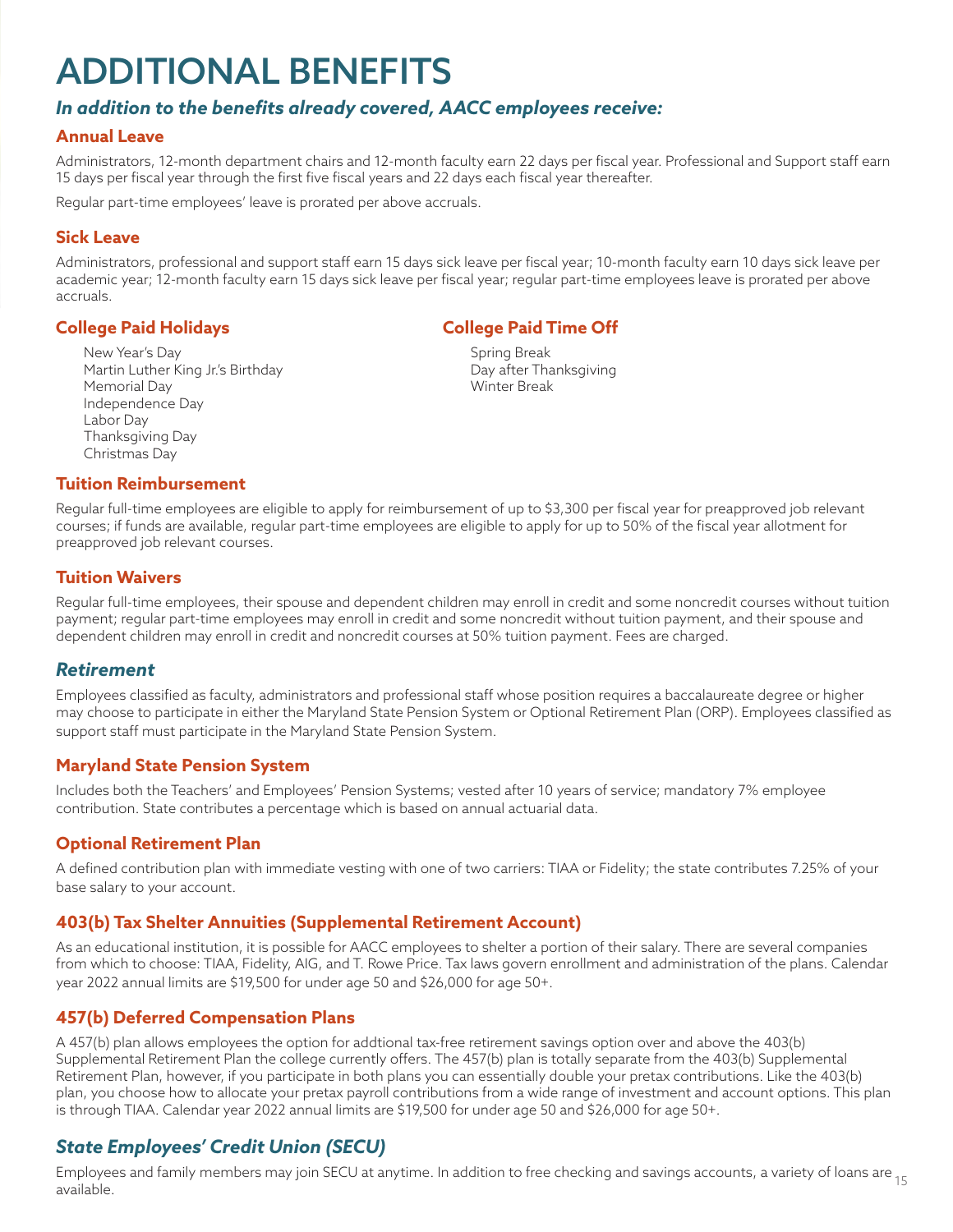# ADDITIONAL BENEFITS

***In addition to the benefits already covered, AACC employees receive:***

### Annual Leave

Administrators, 12-month department chairs and 12-month faculty earn 22 days per fiscal year. Professional and Support staff earn 15 days per fiscal year through the first five fiscal years and 22 days each fiscal year thereafter.

Regular part-time employees' leave is prorated per above accruals.

### Sick Leave

Administrators, professional and support staff earn 15 days sick leave per fiscal year; 10-month faculty earn 10 days sick leave per academic year; 12-month faculty earn 15 days sick leave per fiscal year; regular part-time employees leave is prorated per above accruals.

### College Paid Holidays

- New Year's Day
- Martin Luther King Jr.'s Birthday
- Memorial Day
- Independence Day
- Labor Day
- Thanksgiving Day
- Christmas Day

### College Paid Time Off

- Spring Break
- Day after Thanksgiving
- Winter Break

### Tuition Reimbursement

Regular full-time employees are eligible to apply for reimbursement of up to $3,300 per fiscal year for preapproved job relevant courses; if funds are available, regular part-time employees are eligible to apply for up to 50% of the fiscal year allotment for preapproved job relevant courses.

### Tuition Waivers

Regular full-time employees, their spouse and dependent children may enroll in credit and some noncredit courses without tuition payment; regular part-time employees may enroll in credit and some noncredit without tuition payment, and their spouse and dependent children may enroll in credit and noncredit courses at 50% tuition payment. Fees are charged.

## *Retirement*

Employees classified as faculty, administrators and professional staff whose position requires a baccalaureate degree or higher may choose to participate in either the Maryland State Pension System or Optional Retirement Plan (ORP). Employees classified as support staff must participate in the Maryland State Pension System.

### Maryland State Pension System

Includes both the Teachers' and Employees' Pension Systems; vested after 10 years of service; mandatory 7% employee contribution. State contributes a percentage which is based on annual actuarial data.

### Optional Retirement Plan

A defined contribution plan with immediate vesting with one of two carriers: TIAA or Fidelity; the state contributes 7.25% of your base salary to your account.

### 403(b) Tax Shelter Annuities (Supplemental Retirement Account)

As an educational institution, it is possible for AACC employees to shelter a portion of their salary. There are several companies from which to choose: TIAA, Fidelity, AIG, and T. Rowe Price. Tax laws govern enrollment and administration of the plans. Calendar year 2022 annual limits are $19,500 for under age 50 and $26,000 for age 50+.

### 457(b) Deferred Compensation Plans

A 457(b) plan allows employees the option for addtional tax-free retirement savings option over and above the 403(b) Supplemental Retirement Plan the college currently offers. The 457(b) plan is totally separate from the 403(b) Supplemental Retirement Plan, however, if you participate in both plans you can essentially double your pretax contributions. Like the 403(b) plan, you choose how to allocate your pretax payroll contributions from a wide range of investment and account options. This plan is through TIAA. Calendar year 2022 annual limits are $19,500 for under age 50 and $26,000 for age 50+.

## *State Employees' Credit Union (SECU)*

Employees and family members may join SECU at anytime. In addition to free checking and savings accounts, a variety of loans are available.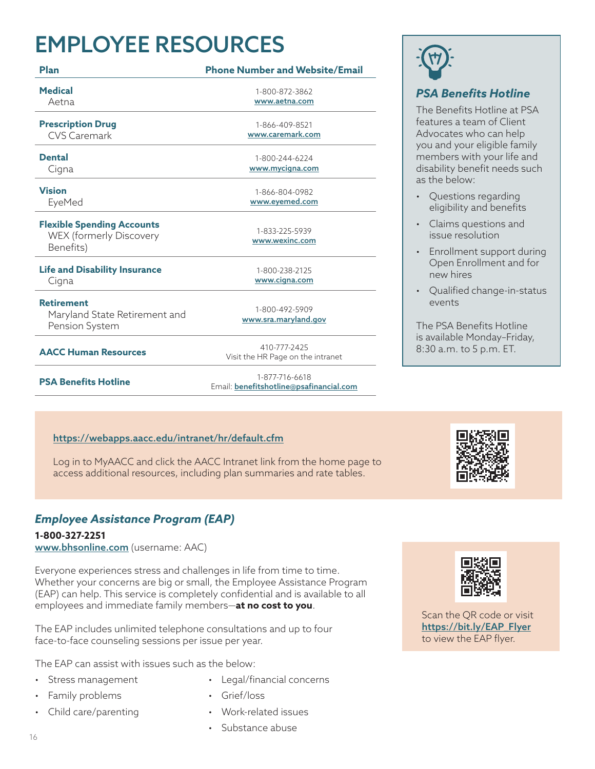# EMPLOYEE RESOURCES

| Plan | Phone Number and Website/Email |
| --- | --- |
| **Medical** Aetna | 1-800-872-3862 www.aetna.com |
| **Prescription Drug** CVS Caremark | 1-866-409-8521 www.caremark.com |
| **Dental** Cigna | 1-800-244-6224 www.mycigna.com |
| **Vision** EyeMed | 1-866-804-0982 www.eyemed.com |
| **Flexible Spending Accounts** WEX (formerly Discovery Benefits) | 1-833-225-5939 www.wexinc.com |
| **Life and Disability Insurance** Cigna | 1-800-238-2125 www.cigna.com |
| **Retirement** Maryland State Retirement and Pension System | 1-800-492-5909 www.sra.maryland.gov |
| **AACC Human Resources** | 410-777-2425 Visit the HR Page on the intranet |
| **PSA Benefits Hotline** | 1-877-716-6618 Email: benefitshotline@psafinancial.com |

### *PSA Benefits Hotline*

The Benefits Hotline at PSA features a team of Client Advocates who can help you and your eligible family members with your life and disability benefit needs such as the below:

- Questions regarding eligibility and benefits
- Claims questions and issue resolution
- Enrollment support during Open Enrollment and for new hires
- Qualified change-in-status events

The PSA Benefits Hotline is available Monday–Friday, 8:30 a.m. to 5 p.m. ET.

https://webapps.aacc.edu/intranet/hr/default.cfm

Log in to MyAACC and click the AACC Intranet link from the home page to access additional resources, including plan summaries and rate tables.

## *Employee Assistance Program (EAP)*

**1-800-327-2251**
www.bhsonline.com (username: AAC)

Everyone experiences stress and challenges in life from time to time. Whether your concerns are big or small, the Employee Assistance Program (EAP) can help. This service is completely confidential and is available to all employees and immediate family members—**at no cost to you**.

The EAP includes unlimited telephone consultations and up to four face-to-face counseling sessions per issue per year.

The EAP can assist with issues such as the below:

- Stress management
- Family problems
- Child care/parenting
- Legal/financial concerns
- Grief/loss
- Work-related issues
- Substance abuse

Scan the QR code or visit https://bit.ly/EAP_Flyer to view the EAP flyer.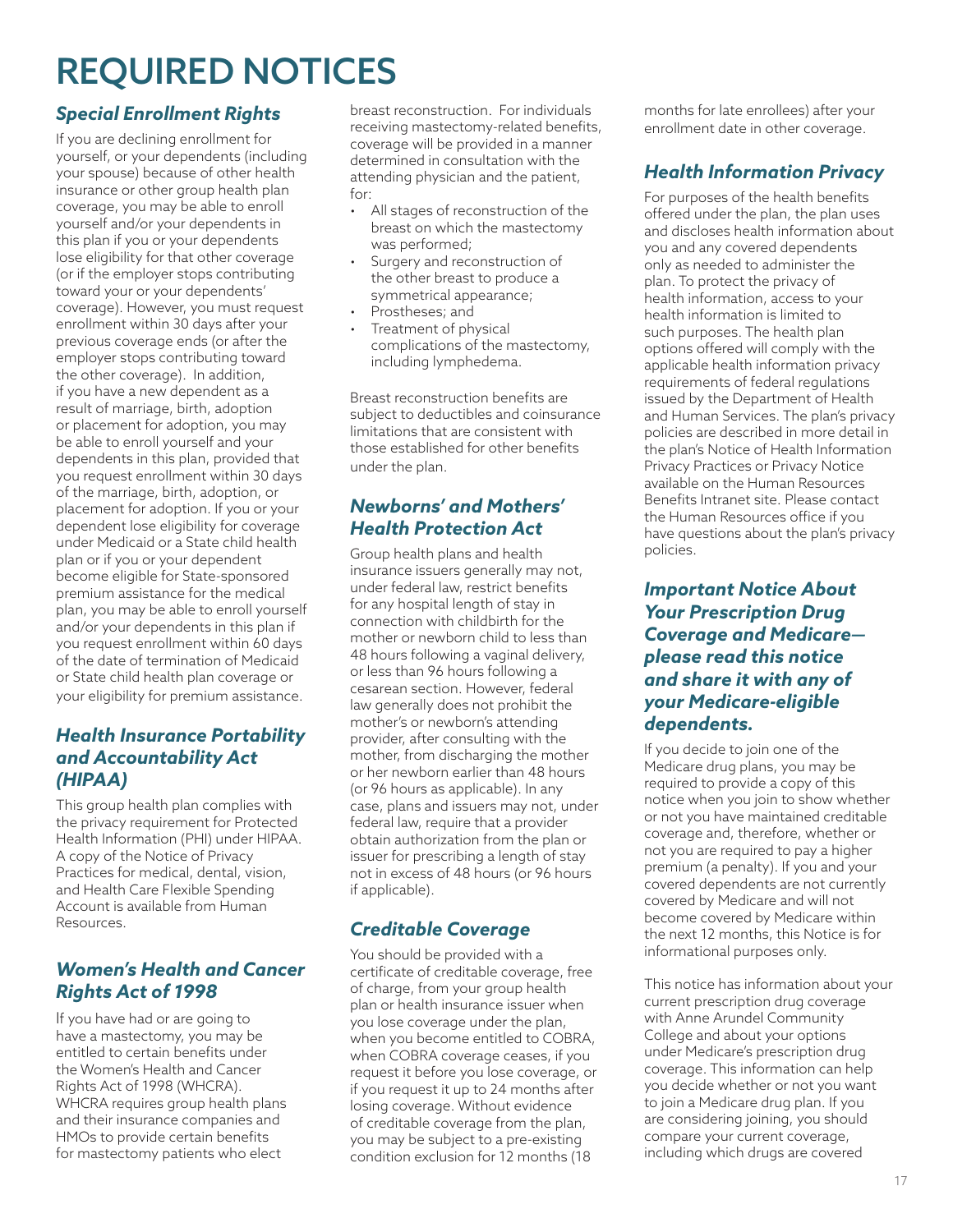# REQUIRED NOTICES

## *Special Enrollment Rights*

If you are declining enrollment for yourself, or your dependents (including your spouse) because of other health insurance or other group health plan coverage, you may be able to enroll yourself and/or your dependents in this plan if you or your dependents lose eligibility for that other coverage (or if the employer stops contributing toward your or your dependents' coverage). However, you must request enrollment within 30 days after your previous coverage ends (or after the employer stops contributing toward the other coverage). In addition, if you have a new dependent as a result of marriage, birth, adoption or placement for adoption, you may be able to enroll yourself and your dependents in this plan, provided that you request enrollment within 30 days of the marriage, birth, adoption, or placement for adoption. If you or your dependent lose eligibility for coverage under Medicaid or a State child health plan or if you or your dependent become eligible for State-sponsored premium assistance for the medical plan, you may be able to enroll yourself and/or your dependents in this plan if you request enrollment within 60 days of the date of termination of Medicaid or State child health plan coverage or your eligibility for premium assistance.

## *Health Insurance Portability and Accountability Act (HIPAA)*

This group health plan complies with the privacy requirement for Protected Health Information (PHI) under HIPAA. A copy of the Notice of Privacy Practices for medical, dental, vision, and Health Care Flexible Spending Account is available from Human Resources.

## *Women's Health and Cancer Rights Act of 1998*

If you have had or are going to have a mastectomy, you may be entitled to certain benefits under the Women's Health and Cancer Rights Act of 1998 (WHCRA). WHCRA requires group health plans and their insurance companies and HMOs to provide certain benefits for mastectomy patients who elect breast reconstruction. For individuals receiving mastectomy-related benefits, coverage will be provided in a manner determined in consultation with the attending physician and the patient, for:

- All stages of reconstruction of the breast on which the mastectomy was performed;
- Surgery and reconstruction of the other breast to produce a symmetrical appearance;
- Prostheses; and
- Treatment of physical complications of the mastectomy, including lymphedema.

Breast reconstruction benefits are subject to deductibles and coinsurance limitations that are consistent with those established for other benefits under the plan.

## *Newborns' and Mothers' Health Protection Act*

Group health plans and health insurance issuers generally may not, under federal law, restrict benefits for any hospital length of stay in connection with childbirth for the mother or newborn child to less than 48 hours following a vaginal delivery, or less than 96 hours following a cesarean section. However, federal law generally does not prohibit the mother's or newborn's attending provider, after consulting with the mother, from discharging the mother or her newborn earlier than 48 hours (or 96 hours as applicable). In any case, plans and issuers may not, under federal law, require that a provider obtain authorization from the plan or issuer for prescribing a length of stay not in excess of 48 hours (or 96 hours if applicable).

## *Creditable Coverage*

You should be provided with a certificate of creditable coverage, free of charge, from your group health plan or health insurance issuer when you lose coverage under the plan, when you become entitled to COBRA, when COBRA coverage ceases, if you request it before you lose coverage, or if you request it up to 24 months after losing coverage. Without evidence of creditable coverage from the plan, you may be subject to a pre-existing condition exclusion for 12 months (18 months for late enrollees) after your enrollment date in other coverage.

## *Health Information Privacy*

For purposes of the health benefits offered under the plan, the plan uses and discloses health information about you and any covered dependents only as needed to administer the plan. To protect the privacy of health information, access to your health information is limited to such purposes. The health plan options offered will comply with the applicable health information privacy requirements of federal regulations issued by the Department of Health and Human Services. The plan's privacy policies are described in more detail in the plan's Notice of Health Information Privacy Practices or Privacy Notice available on the Human Resources Benefits Intranet site. Please contact the Human Resources office if you have questions about the plan's privacy policies.

## *Important Notice About Your Prescription Drug Coverage and Medicare—please read this notice and share it with any of your Medicare-eligible dependents.*

If you decide to join one of the Medicare drug plans, you may be required to provide a copy of this notice when you join to show whether or not you have maintained creditable coverage and, therefore, whether or not you are required to pay a higher premium (a penalty). If you and your covered dependents are not currently covered by Medicare and will not become covered by Medicare within the next 12 months, this Notice is for informational purposes only.

This notice has information about your current prescription drug coverage with Anne Arundel Community College and about your options under Medicare's prescription drug coverage. This information can help you decide whether or not you want to join a Medicare drug plan. If you are considering joining, you should compare your current coverage, including which drugs are covered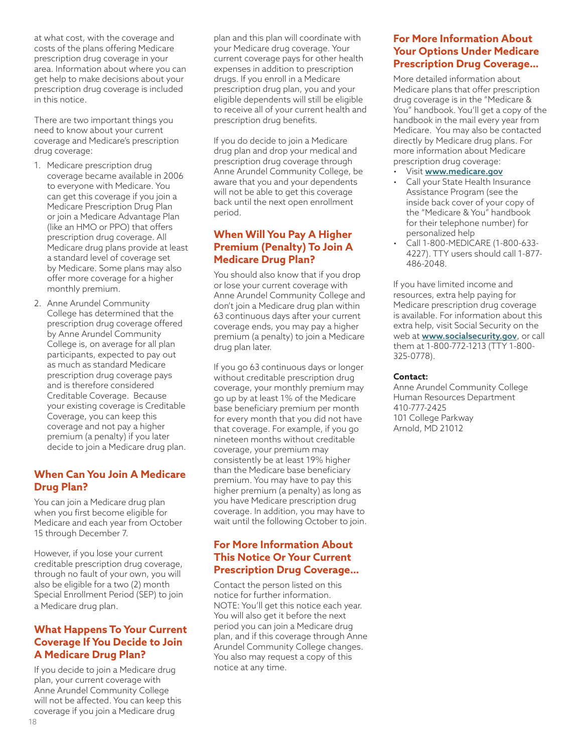at what cost, with the coverage and costs of the plans offering Medicare prescription drug coverage in your area. Information about where you can get help to make decisions about your prescription drug coverage is included in this notice.

There are two important things you need to know about your current coverage and Medicare's prescription drug coverage:

1. Medicare prescription drug coverage became available in 2006 to everyone with Medicare. You can get this coverage if you join a Medicare Prescription Drug Plan or join a Medicare Advantage Plan (like an HMO or PPO) that offers prescription drug coverage. All Medicare drug plans provide at least a standard level of coverage set by Medicare. Some plans may also offer more coverage for a higher monthly premium.
2. Anne Arundel Community College has determined that the prescription drug coverage offered by Anne Arundel Community College is, on average for all plan participants, expected to pay out as much as standard Medicare prescription drug coverage pays and is therefore considered Creditable Coverage. Because your existing coverage is Creditable Coverage, you can keep this coverage and not pay a higher premium (a penalty) if you later decide to join a Medicare drug plan.

## When Can You Join A Medicare Drug Plan?

You can join a Medicare drug plan when you first become eligible for Medicare and each year from October 15 through December 7.

However, if you lose your current creditable prescription drug coverage, through no fault of your own, you will also be eligible for a two (2) month Special Enrollment Period (SEP) to join a Medicare drug plan.

## What Happens To Your Current Coverage If You Decide to Join A Medicare Drug Plan?

If you decide to join a Medicare drug plan, your current coverage with Anne Arundel Community College will not be affected. You can keep this coverage if you join a Medicare drug plan and this plan will coordinate with your Medicare drug coverage. Your current coverage pays for other health expenses in addition to prescription drugs. If you enroll in a Medicare prescription drug plan, you and your eligible dependents will still be eligible to receive all of your current health and prescription drug benefits.

If you do decide to join a Medicare drug plan and drop your medical and prescription drug coverage through Anne Arundel Community College, be aware that you and your dependents will not be able to get this coverage back until the next open enrollment period.

## When Will You Pay A Higher Premium (Penalty) To Join A Medicare Drug Plan?

You should also know that if you drop or lose your current coverage with Anne Arundel Community College and don't join a Medicare drug plan within 63 continuous days after your current coverage ends, you may pay a higher premium (a penalty) to join a Medicare drug plan later.

If you go 63 continuous days or longer without creditable prescription drug coverage, your monthly premium may go up by at least 1% of the Medicare base beneficiary premium per month for every month that you did not have that coverage. For example, if you go nineteen months without creditable coverage, your premium may consistently be at least 19% higher than the Medicare base beneficiary premium. You may have to pay this higher premium (a penalty) as long as you have Medicare prescription drug coverage. In addition, you may have to wait until the following October to join.

## For More Information About This Notice Or Your Current Prescription Drug Coverage...

Contact the person listed on this notice for further information.
NOTE: You'll get this notice each year. You will also get it before the next period you can join a Medicare drug plan, and if this coverage through Anne Arundel Community College changes. You also may request a copy of this notice at any time.

## For More Information About Your Options Under Medicare Prescription Drug Coverage...

More detailed information about Medicare plans that offer prescription drug coverage is in the "Medicare & You" handbook. You'll get a copy of the handbook in the mail every year from Medicare. You may also be contacted directly by Medicare drug plans. For more information about Medicare prescription drug coverage:

- Visit **www.medicare.gov**
- Call your State Health Insurance Assistance Program (see the inside back cover of your copy of the "Medicare & You" handbook for their telephone number) for personalized help
- Call 1-800-MEDICARE (1-800-633-4227). TTY users should call 1-877-486-2048.

If you have limited income and resources, extra help paying for Medicare prescription drug coverage is available. For information about this extra help, visit Social Security on the web at **www.socialsecurity.gov**, or call them at 1-800-772-1213 (TTY 1-800-325-0778).

**Contact:**
Anne Arundel Community College
Human Resources Department
410-777-2425
101 College Parkway
Arnold, MD 21012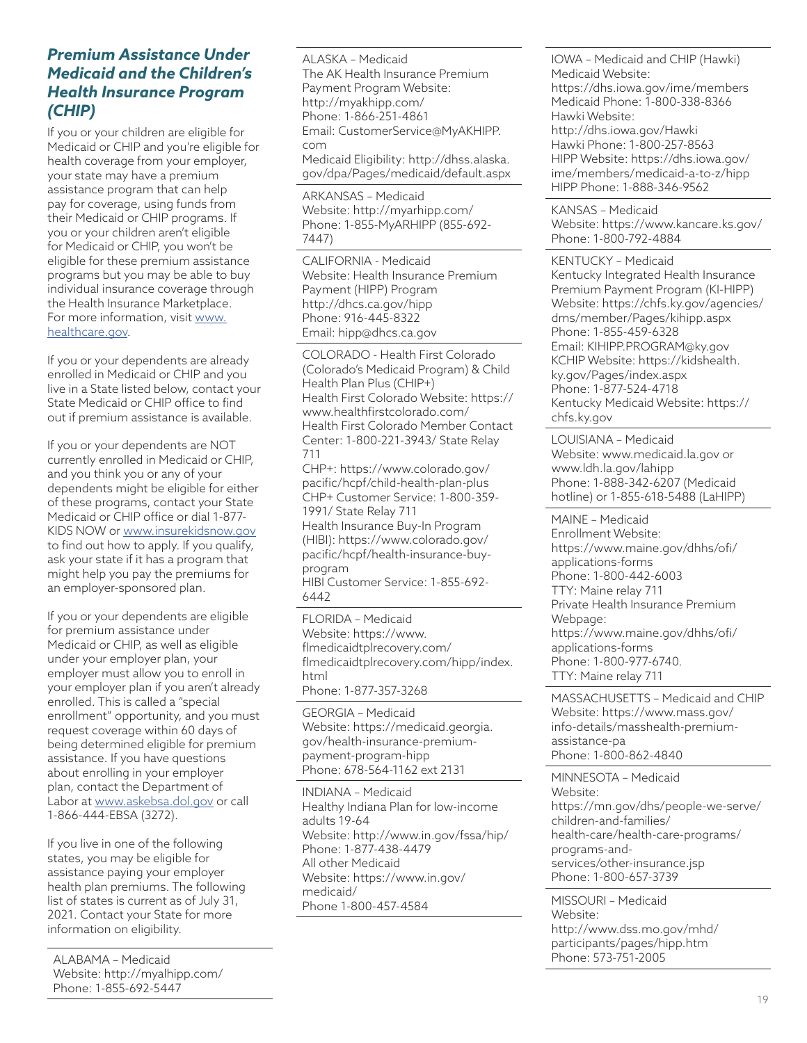### *Premium Assistance Under Medicaid and the Children's Health Insurance Program (CHIP)*

If you or your children are eligible for Medicaid or CHIP and you're eligible for health coverage from your employer, your state may have a premium assistance program that can help pay for coverage, using funds from their Medicaid or CHIP programs. If you or your children aren't eligible for Medicaid or CHIP, you won't be eligible for these premium assistance programs but you may be able to buy individual insurance coverage through the Health Insurance Marketplace. For more information, visit www.healthcare.gov.

If you or your dependents are already enrolled in Medicaid or CHIP and you live in a State listed below, contact your State Medicaid or CHIP office to find out if premium assistance is available.

If you or your dependents are NOT currently enrolled in Medicaid or CHIP, and you think you or any of your dependents might be eligible for either of these programs, contact your State Medicaid or CHIP office or dial 1-877-KIDS NOW or www.insurekidsnow.gov to find out how to apply. If you qualify, ask your state if it has a program that might help you pay the premiums for an employer-sponsored plan.

If you or your dependents are eligible for premium assistance under Medicaid or CHIP, as well as eligible under your employer plan, your employer must allow you to enroll in your employer plan if you aren't already enrolled. This is called a "special enrollment" opportunity, and you must request coverage within 60 days of being determined eligible for premium assistance. If you have questions about enrolling in your employer plan, contact the Department of Labor at www.askebsa.dol.gov or call 1-866-444-EBSA (3272).

If you live in one of the following states, you may be eligible for assistance paying your employer health plan premiums. The following list of states is current as of July 31, 2021. Contact your State for more information on eligibility.

---

ALABAMA – Medicaid
Website: http://myalhipp.com/
Phone: 1-855-692-5447

---

ALASKA – Medicaid
The AK Health Insurance Premium Payment Program Website: http://myakhipp.com/
Phone: 1-866-251-4861
Email: CustomerService@MyAKHIPP.com
Medicaid Eligibility: http://dhss.alaska.gov/dpa/Pages/medicaid/default.aspx

---

ARKANSAS – Medicaid
Website: http://myarhipp.com/
Phone: 1-855-MyARHIPP (855-692-7447)

---

CALIFORNIA - Medicaid
Website: Health Insurance Premium Payment (HIPP) Program
http://dhcs.ca.gov/hipp
Phone: 916-445-8322
Email: hipp@dhcs.ca.gov

---

COLORADO - Health First Colorado (Colorado's Medicaid Program) & Child Health Plan Plus (CHIP+)
Health First Colorado Website: https://www.healthfirstcolorado.com/
Health First Colorado Member Contact Center: 1-800-221-3943/ State Relay 711
CHP+: https://www.colorado.gov/pacific/hcpf/child-health-plan-plus
CHP+ Customer Service: 1-800-359-1991/ State Relay 711
Health Insurance Buy-In Program (HIBI): https://www.colorado.gov/pacific/hcpf/health-insurance-buy-program
HIBI Customer Service: 1-855-692-6442

---

FLORIDA – Medicaid
Website: https://www.flmedicaidtplrecovery.com/flmedicaidtplrecovery.com/hipp/index.html
Phone: 1-877-357-3268

---

GEORGIA – Medicaid
Website: https://medicaid.georgia.gov/health-insurance-premium-payment-program-hipp
Phone: 678-564-1162 ext 2131

---

INDIANA – Medicaid
Healthy Indiana Plan for low-income adults 19-64
Website: http://www.in.gov/fssa/hip/
Phone: 1-877-438-4479
All other Medicaid
Website: https://www.in.gov/medicaid/
Phone 1-800-457-4584

---

IOWA – Medicaid and CHIP (Hawki)
Medicaid Website: https://dhs.iowa.gov/ime/members
Medicaid Phone: 1-800-338-8366
Hawki Website: http://dhs.iowa.gov/Hawki
Hawki Phone: 1-800-257-8563
HIPP Website: https://dhs.iowa.gov/ime/members/medicaid-a-to-z/hipp
HIPP Phone: 1-888-346-9562

---

KANSAS – Medicaid
Website: https://www.kancare.ks.gov/
Phone: 1-800-792-4884

---

KENTUCKY – Medicaid
Kentucky Integrated Health Insurance Premium Payment Program (KI-HIPP)
Website: https://chfs.ky.gov/agencies/dms/member/Pages/kihipp.aspx
Phone: 1-855-459-6328
Email: KIHIPP.PROGRAM@ky.gov
KCHIP Website: https://kidshealth.ky.gov/Pages/index.aspx
Phone: 1-877-524-4718
Kentucky Medicaid Website: https://chfs.ky.gov

---

LOUISIANA – Medicaid
Website: www.medicaid.la.gov or www.ldh.la.gov/lahipp
Phone: 1-888-342-6207 (Medicaid hotline) or 1-855-618-5488 (LaHIPP)

---

MAINE – Medicaid
Enrollment Website: https://www.maine.gov/dhhs/ofi/applications-forms
Phone: 1-800-442-6003
TTY: Maine relay 711
Private Health Insurance Premium Webpage: https://www.maine.gov/dhhs/ofi/applications-forms
Phone: 1-800-977-6740.
TTY: Maine relay 711

---

MASSACHUSETTS – Medicaid and CHIP
Website: https://www.mass.gov/info-details/masshealth-premium-assistance-pa
Phone: 1-800-862-4840

---

MINNESOTA – Medicaid
Website: https://mn.gov/dhs/people-we-serve/children-and-families/health-care/health-care-programs/programs-and-services/other-insurance.jsp
Phone: 1-800-657-3739

---

MISSOURI – Medicaid
Website: http://www.dss.mo.gov/mhd/participants/pages/hipp.htm
Phone: 573-751-2005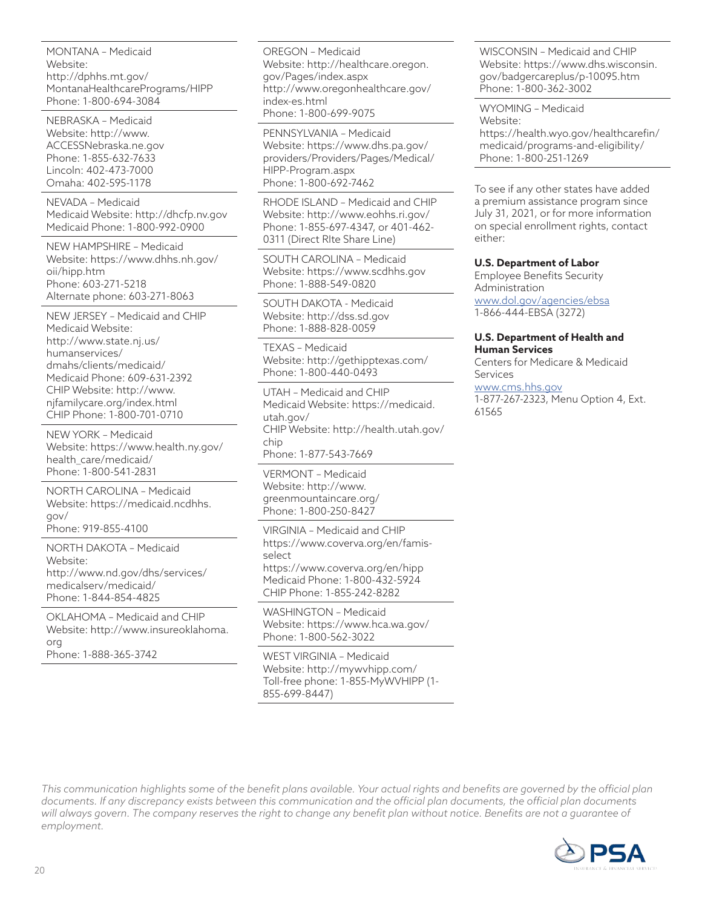MONTANA – Medicaid
Website:
http://dphhs.mt.gov/MontanaHealthcarePrograms/HIPP
Phone: 1-800-694-3084

NEBRASKA – Medicaid
Website: http://www.ACCESSNebraska.ne.gov
Phone: 1-855-632-7633
Lincoln: 402-473-7000
Omaha: 402-595-1178

NEVADA – Medicaid
Medicaid Website: http://dhcfp.nv.gov
Medicaid Phone: 1-800-992-0900

NEW HAMPSHIRE – Medicaid
Website: https://www.dhhs.nh.gov/oii/hipp.htm
Phone: 603-271-5218
Alternate phone: 603-271-8063

NEW JERSEY – Medicaid and CHIP
Medicaid Website:
http://www.state.nj.us/humanservices/dmahs/clients/medicaid/
Medicaid Phone: 609-631-2392
CHIP Website: http://www.njfamilycare.org/index.html
CHIP Phone: 1-800-701-0710

NEW YORK – Medicaid
Website: https://www.health.ny.gov/health_care/medicaid/
Phone: 1-800-541-2831

NORTH CAROLINA – Medicaid
Website: https://medicaid.ncdhhs.gov/
Phone: 919-855-4100

NORTH DAKOTA – Medicaid
Website:
http://www.nd.gov/dhs/services/medicalserv/medicaid/
Phone: 1-844-854-4825

OKLAHOMA – Medicaid and CHIP
Website: http://www.insureoklahoma.org
Phone: 1-888-365-3742

OREGON – Medicaid
Website: http://healthcare.oregon.gov/Pages/index.aspx
http://www.oregonhealthcare.gov/index-es.html
Phone: 1-800-699-9075

PENNSYLVANIA – Medicaid
Website: https://www.dhs.pa.gov/providers/Providers/Pages/Medical/HIPP-Program.aspx
Phone: 1-800-692-7462

RHODE ISLAND – Medicaid and CHIP
Website: http://www.eohhs.ri.gov/
Phone: 1-855-697-4347, or 401-462-0311 (Direct RIte Share Line)

SOUTH CAROLINA – Medicaid
Website: https://www.scdhhs.gov
Phone: 1-888-549-0820

SOUTH DAKOTA - Medicaid
Website: http://dss.sd.gov
Phone: 1-888-828-0059

TEXAS – Medicaid
Website: http://gethipptexas.com/
Phone: 1-800-440-0493

UTAH – Medicaid and CHIP
Medicaid Website: https://medicaid.utah.gov/
CHIP Website: http://health.utah.gov/chip
Phone: 1-877-543-7669

VERMONT – Medicaid
Website: http://www.greenmountaincare.org/
Phone: 1-800-250-8427

VIRGINIA – Medicaid and CHIP
https://www.coverva.org/en/famis-select
https://www.coverva.org/en/hipp
Medicaid Phone: 1-800-432-5924
CHIP Phone: 1-855-242-8282

WASHINGTON – Medicaid
Website: https://www.hca.wa.gov/
Phone: 1-800-562-3022

WEST VIRGINIA – Medicaid
Website: http://mywvhipp.com/
Toll-free phone: 1-855-MyWVHIPP (1-855-699-8447)

WISCONSIN – Medicaid and CHIP
Website: https://www.dhs.wisconsin.gov/badgercareplus/p-10095.htm
Phone: 1-800-362-3002

WYOMING – Medicaid
Website:
https://health.wyo.gov/healthcarefin/medicaid/programs-and-eligibility/
Phone: 1-800-251-1269

To see if any other states have added a premium assistance program since July 31, 2021, or for more information on special enrollment rights, contact either:

**U.S. Department of Labor**
Employee Benefits Security Administration
www.dol.gov/agencies/ebsa
1-866-444-EBSA (3272)

**U.S. Department of Health and Human Services**
Centers for Medicare & Medicaid Services
www.cms.hhs.gov
1-877-267-2323, Menu Option 4, Ext. 61565

*This communication highlights some of the benefit plans available. Your actual rights and benefits are governed by the official plan documents. If any discrepancy exists between this communication and the official plan documents, the official plan documents will always govern. The company reserves the right to change any benefit plan without notice. Benefits are not a guarantee of employment.*